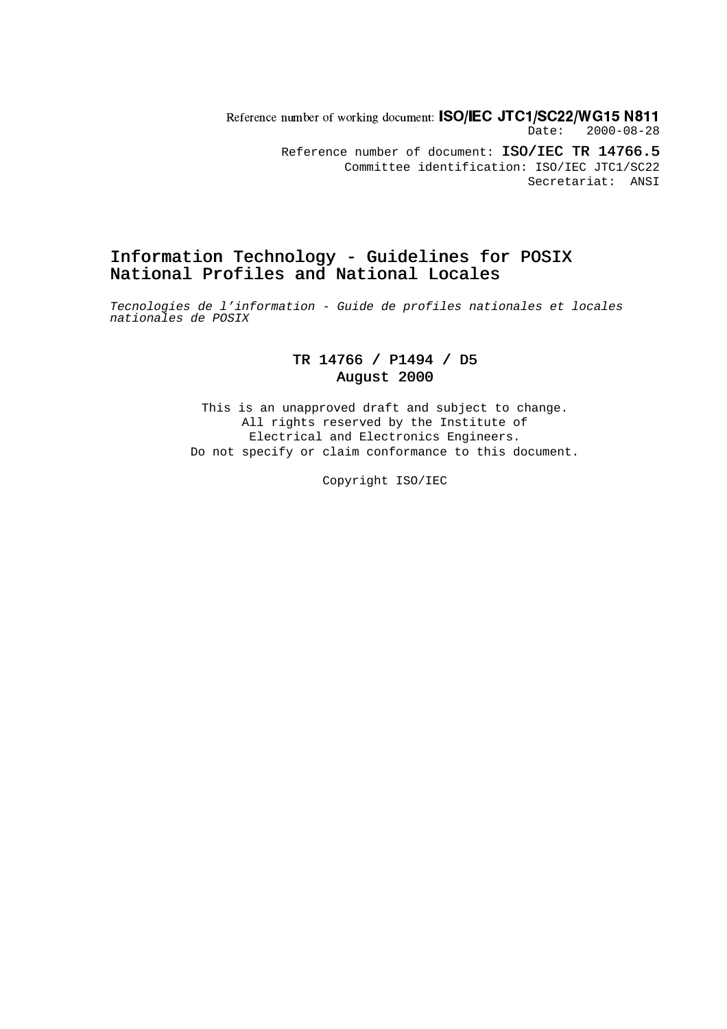Reference number of working document: **ISO/IEC JTC1/SC22/WG15 N811**
Date: 2000-08-28

Reference number of document: **ISO/IEC TR 14766.5**
Committee identification: ISO/IEC JTC1/SC22
Secretariat: ANSI

# Information Technology - Guidelines for POSIX National Profiles and National Locales

*Tecnologies de l'information - Guide de profiles nationales et locales nationales de POSIX*

**TR 14766 / P1494 / D5**
**August 2000**

This is an unapproved draft and subject to change.
All rights reserved by the Institute of
Electrical and Electronics Engineers.
Do not specify or claim conformance to this document.

Copyright ISO/IEC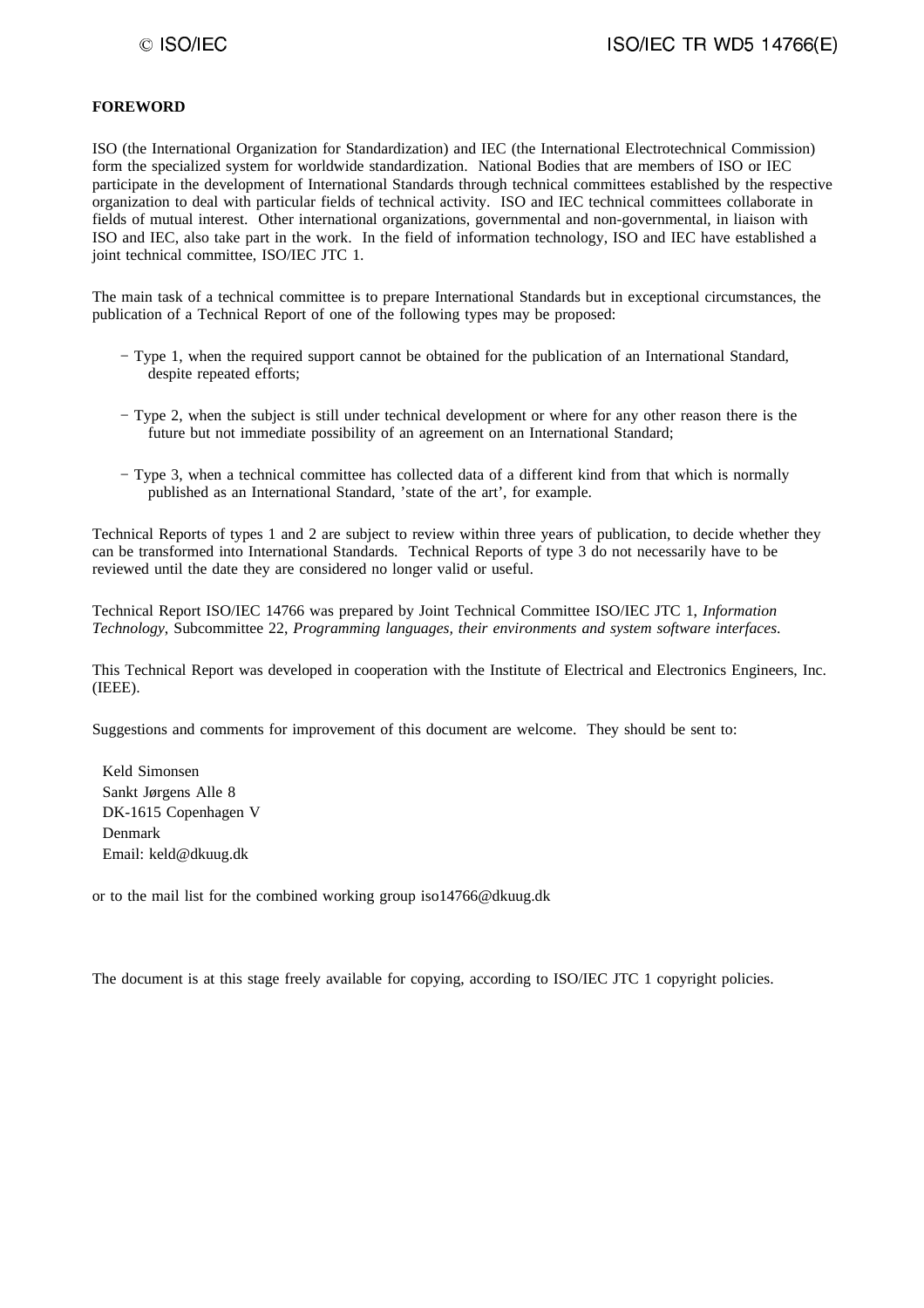**FOREWORD**

ISO (the International Organization for Standardization) and IEC (the International Electrotechnical Commission) form the specialized system for worldwide standardization. National Bodies that are members of ISO or IEC participate in the development of International Standards through technical committees established by the respective organization to deal with particular fields of technical activity. ISO and IEC technical committees collaborate in fields of mutual interest. Other international organizations, governmental and non-governmental, in liaison with ISO and IEC, also take part in the work. In the field of information technology, ISO and IEC have established a joint technical committee, ISO/IEC JTC 1.

The main task of a technical committee is to prepare International Standards but in exceptional circumstances, the publication of a Technical Report of one of the following types may be proposed:

- Type 1, when the required support cannot be obtained for the publication of an International Standard, despite repeated efforts;

- Type 2, when the subject is still under technical development or where for any other reason there is the future but not immediate possibility of an agreement on an International Standard;

- Type 3, when a technical committee has collected data of a different kind from that which is normally published as an International Standard, 'state of the art', for example.

Technical Reports of types 1 and 2 are subject to review within three years of publication, to decide whether they can be transformed into International Standards. Technical Reports of type 3 do not necessarily have to be reviewed until the date they are considered no longer valid or useful.

Technical Report ISO/IEC 14766 was prepared by Joint Technical Committee ISO/IEC JTC 1, *Information Technology*, Subcommittee 22, *Programming languages, their environments and system software interfaces*.

This Technical Report was developed in cooperation with the Institute of Electrical and Electronics Engineers, Inc. (IEEE).

Suggestions and comments for improvement of this document are welcome. They should be sent to:

Keld Simonsen
Sankt Jørgens Alle 8
DK-1615 Copenhagen V
Denmark
Email: keld@dkuug.dk

or to the mail list for the combined working group iso14766@dkuug.dk

The document is at this stage freely available for copying, according to ISO/IEC JTC 1 copyright policies.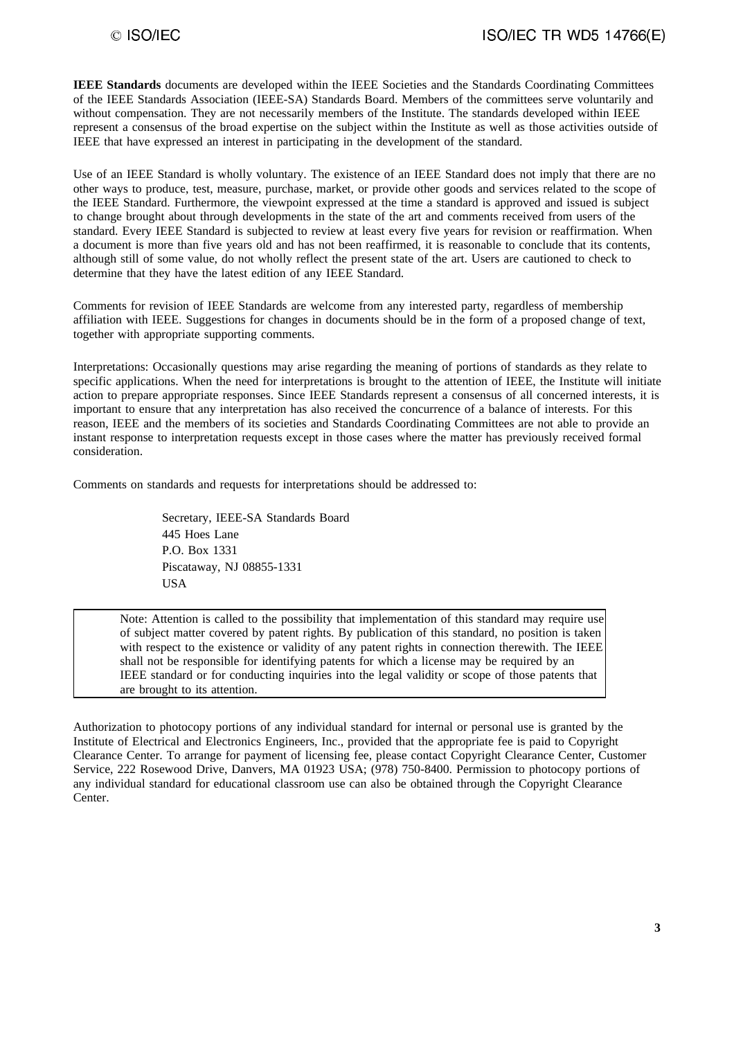**IEEE Standards** documents are developed within the IEEE Societies and the Standards Coordinating Committees of the IEEE Standards Association (IEEE-SA) Standards Board. Members of the committees serve voluntarily and without compensation. They are not necessarily members of the Institute. The standards developed within IEEE represent a consensus of the broad expertise on the subject within the Institute as well as those activities outside of IEEE that have expressed an interest in participating in the development of the standard.

Use of an IEEE Standard is wholly voluntary. The existence of an IEEE Standard does not imply that there are no other ways to produce, test, measure, purchase, market, or provide other goods and services related to the scope of the IEEE Standard. Furthermore, the viewpoint expressed at the time a standard is approved and issued is subject to change brought about through developments in the state of the art and comments received from users of the standard. Every IEEE Standard is subjected to review at least every five years for revision or reaffirmation. When a document is more than five years old and has not been reaffirmed, it is reasonable to conclude that its contents, although still of some value, do not wholly reflect the present state of the art. Users are cautioned to check to determine that they have the latest edition of any IEEE Standard.

Comments for revision of IEEE Standards are welcome from any interested party, regardless of membership affiliation with IEEE. Suggestions for changes in documents should be in the form of a proposed change of text, together with appropriate supporting comments.

Interpretations: Occasionally questions may arise regarding the meaning of portions of standards as they relate to specific applications. When the need for interpretations is brought to the attention of IEEE, the Institute will initiate action to prepare appropriate responses. Since IEEE Standards represent a consensus of all concerned interests, it is important to ensure that any interpretation has also received the concurrence of a balance of interests. For this reason, IEEE and the members of its societies and Standards Coordinating Committees are not able to provide an instant response to interpretation requests except in those cases where the matter has previously received formal consideration.

Comments on standards and requests for interpretations should be addressed to:

> Secretary, IEEE-SA Standards Board
> 445 Hoes Lane
> P.O. Box 1331
> Piscataway, NJ 08855-1331
> USA

> Note: Attention is called to the possibility that implementation of this standard may require use of subject matter covered by patent rights. By publication of this standard, no position is taken with respect to the existence or validity of any patent rights in connection therewith. The IEEE shall not be responsible for identifying patents for which a license may be required by an IEEE standard or for conducting inquiries into the legal validity or scope of those patents that are brought to its attention.

Authorization to photocopy portions of any individual standard for internal or personal use is granted by the Institute of Electrical and Electronics Engineers, Inc., provided that the appropriate fee is paid to Copyright Clearance Center. To arrange for payment of licensing fee, please contact Copyright Clearance Center, Customer Service, 222 Rosewood Drive, Danvers, MA 01923 USA; (978) 750-8400. Permission to photocopy portions of any individual standard for educational classroom use can also be obtained through the Copyright Clearance Center.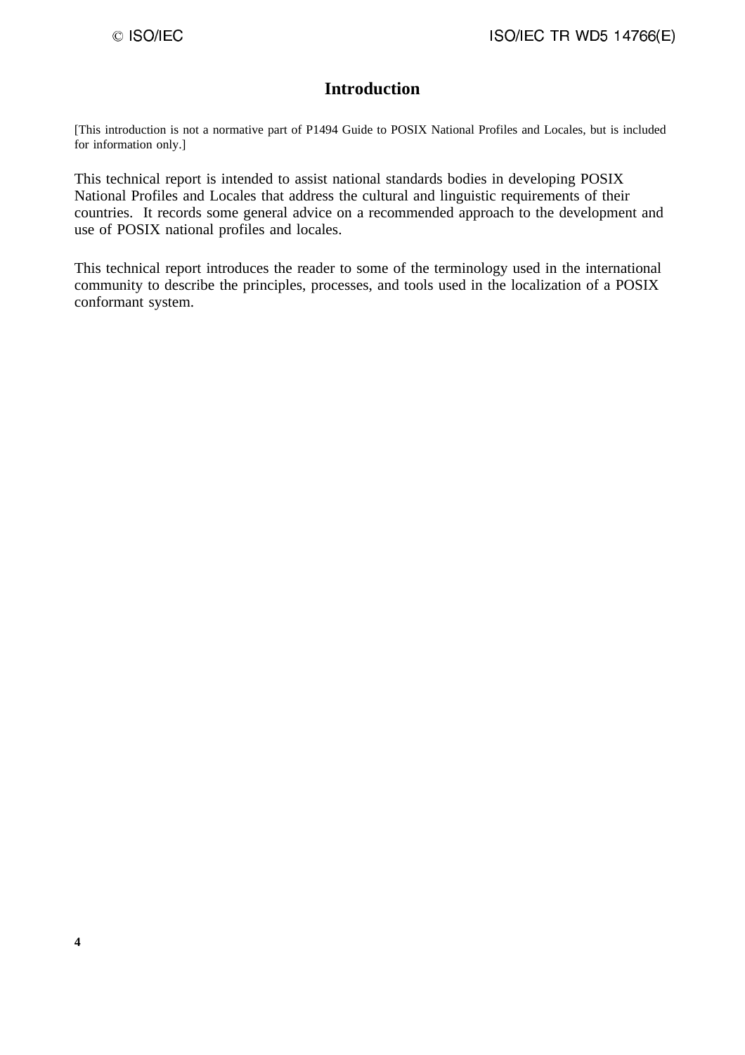# Introduction

[This introduction is not a normative part of P1494 Guide to POSIX National Profiles and Locales, but is included for information only.]

This technical report is intended to assist national standards bodies in developing POSIX National Profiles and Locales that address the cultural and linguistic requirements of their countries. It records some general advice on a recommended approach to the development and use of POSIX national profiles and locales.

This technical report introduces the reader to some of the terminology used in the international community to describe the principles, processes, and tools used in the localization of a POSIX conformant system.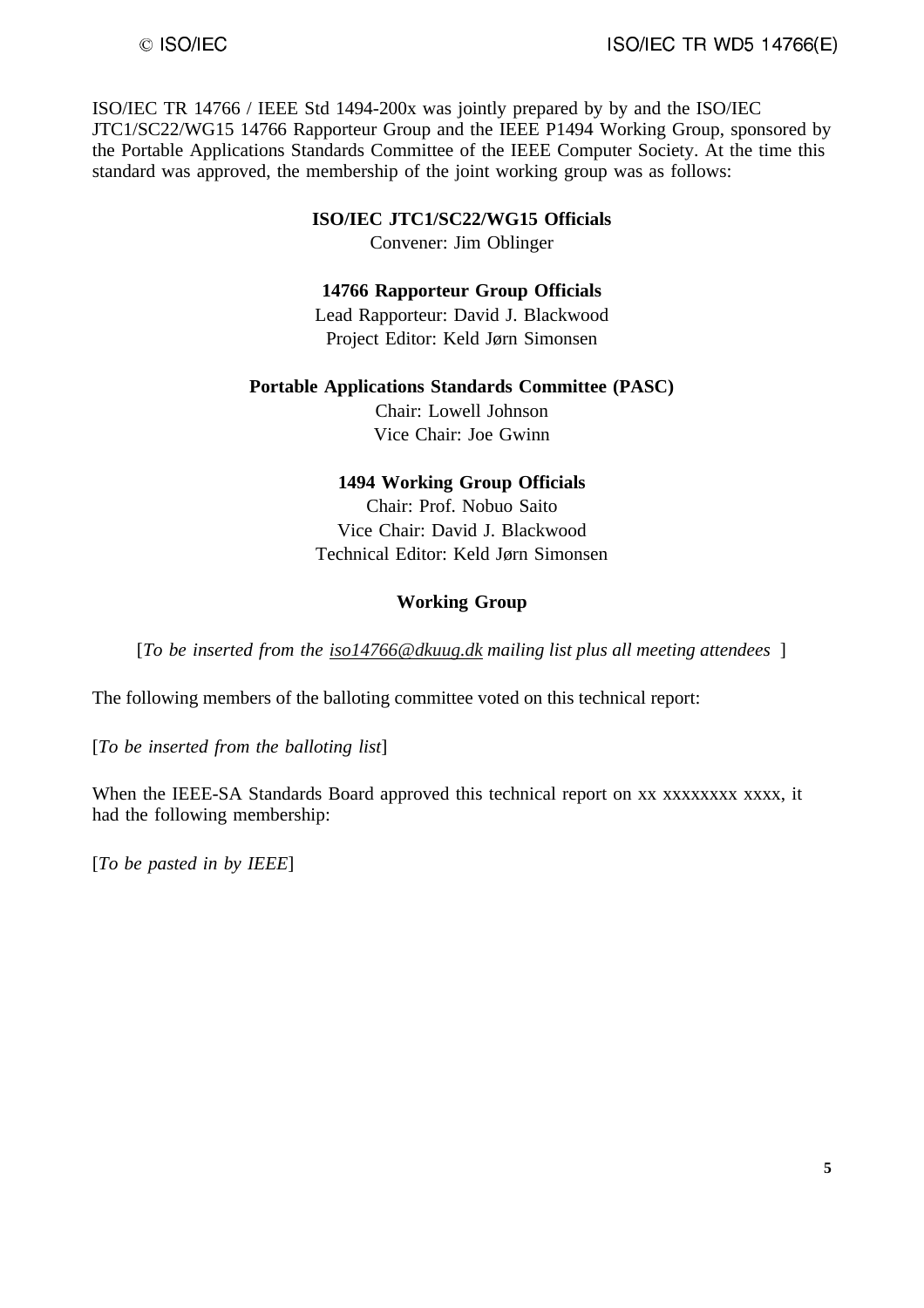ISO/IEC TR 14766 / IEEE Std 1494-200x was jointly prepared by by and the ISO/IEC JTC1/SC22/WG15 14766 Rapporteur Group and the IEEE P1494 Working Group, sponsored by the Portable Applications Standards Committee of the IEEE Computer Society. At the time this standard was approved, the membership of the joint working group was as follows:

**ISO/IEC JTC1/SC22/WG15 Officials**

Convener: Jim Oblinger

**14766 Rapporteur Group Officials**

Lead Rapporteur: David J. Blackwood
Project Editor: Keld Jørn Simonsen

**Portable Applications Standards Committee (PASC)**

Chair: Lowell Johnson
Vice Chair: Joe Gwinn

**1494 Working Group Officials**

Chair: Prof. Nobuo Saito
Vice Chair: David J. Blackwood
Technical Editor: Keld Jørn Simonsen

**Working Group**

[*To be inserted from the iso14766@dkuug.dk mailing list plus all meeting attendees* ]

The following members of the balloting committee voted on this technical report:

[*To be inserted from the balloting list*]

When the IEEE-SA Standards Board approved this technical report on xx xxxxxxxx xxxx, it had the following membership:

[*To be pasted in by IEEE*]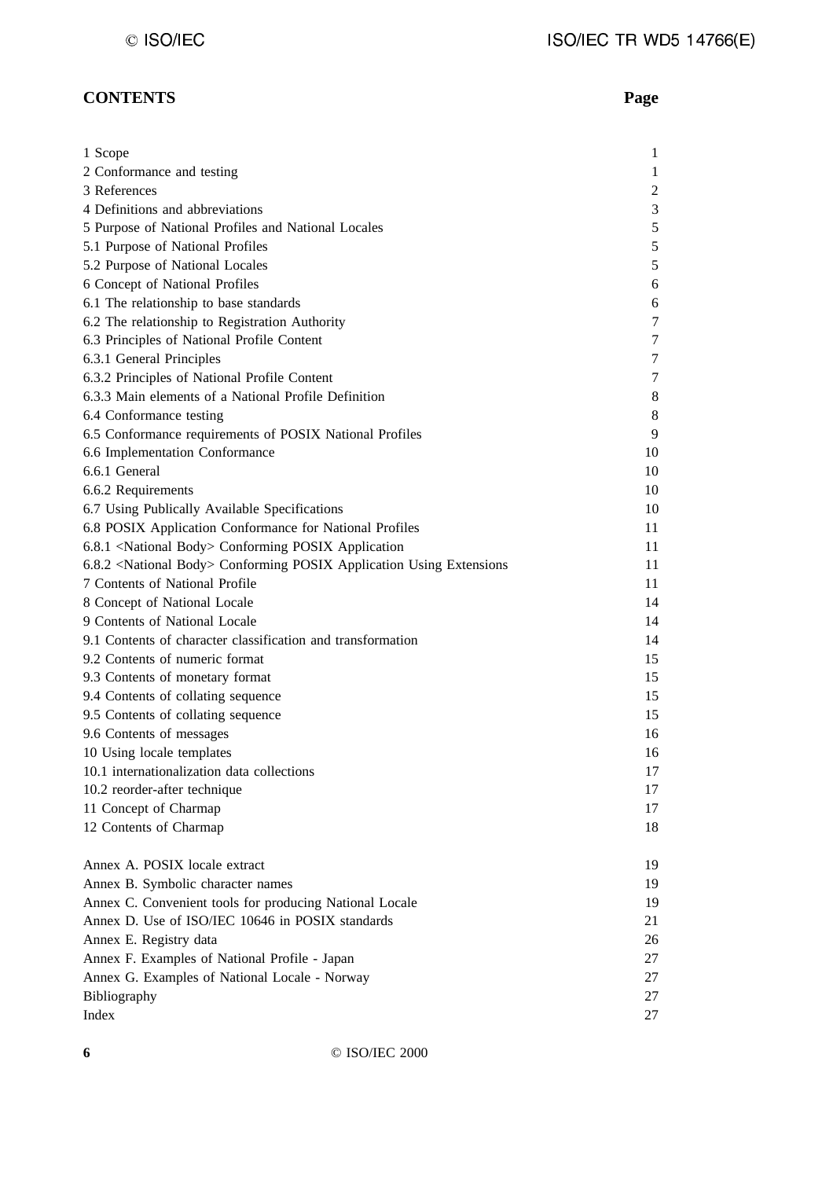# CONTENTS

| | Page |
|---|---|
| 1 Scope | 1 |
| 2 Conformance and testing | 1 |
| 3 References | 2 |
| 4 Definitions and abbreviations | 3 |
| 5 Purpose of National Profiles and National Locales | 5 |
| 5.1 Purpose of National Profiles | 5 |
| 5.2 Purpose of National Locales | 5 |
| 6 Concept of National Profiles | 6 |
| 6.1 The relationship to base standards | 6 |
| 6.2 The relationship to Registration Authority | 7 |
| 6.3 Principles of National Profile Content | 7 |
| 6.3.1 General Principles | 7 |
| 6.3.2 Principles of National Profile Content | 7 |
| 6.3.3 Main elements of a National Profile Definition | 8 |
| 6.4 Conformance testing | 8 |
| 6.5 Conformance requirements of POSIX National Profiles | 9 |
| 6.6 Implementation Conformance | 10 |
| 6.6.1 General | 10 |
| 6.6.2 Requirements | 10 |
| 6.7 Using Publically Available Specifications | 10 |
| 6.8 POSIX Application Conformance for National Profiles | 11 |
| 6.8.1 <National Body> Conforming POSIX Application | 11 |
| 6.8.2 <National Body> Conforming POSIX Application Using Extensions | 11 |
| 7 Contents of National Profile | 11 |
| 8 Concept of National Locale | 14 |
| 9 Contents of National Locale | 14 |
| 9.1 Contents of character classification and transformation | 14 |
| 9.2 Contents of numeric format | 15 |
| 9.3 Contents of monetary format | 15 |
| 9.4 Contents of collating sequence | 15 |
| 9.5 Contents of collating sequence | 15 |
| 9.6 Contents of messages | 16 |
| 10 Using locale templates | 16 |
| 10.1 internationalization data collections | 17 |
| 10.2 reorder-after technique | 17 |
| 11 Concept of Charmap | 17 |
| 12 Contents of Charmap | 18 |
| | |
| Annex A. POSIX locale extract | 19 |
| Annex B. Symbolic character names | 19 |
| Annex C. Convenient tools for producing National Locale | 19 |
| Annex D. Use of ISO/IEC 10646 in POSIX standards | 21 |
| Annex E. Registry data | 26 |
| Annex F. Examples of National Profile - Japan | 27 |
| Annex G. Examples of National Locale - Norway | 27 |
| Bibliography | 27 |
| Index | 27 |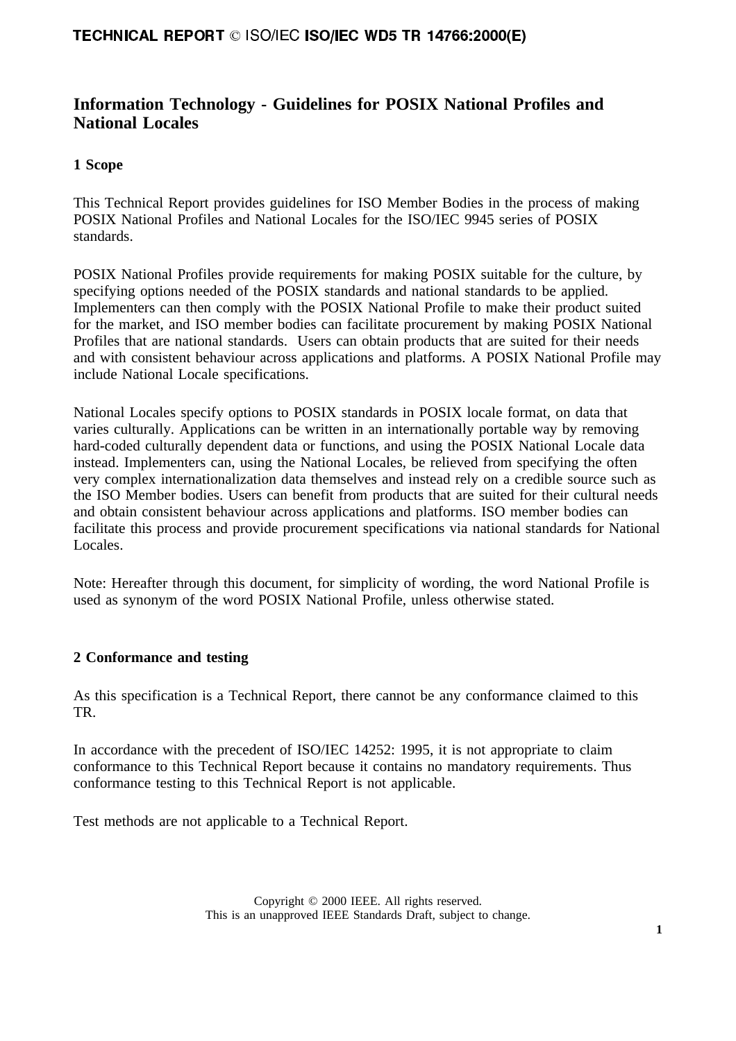# Information Technology - Guidelines for POSIX National Profiles and National Locales

## 1 Scope

This Technical Report provides guidelines for ISO Member Bodies in the process of making POSIX National Profiles and National Locales for the ISO/IEC 9945 series of POSIX standards.

POSIX National Profiles provide requirements for making POSIX suitable for the culture, by specifying options needed of the POSIX standards and national standards to be applied. Implementers can then comply with the POSIX National Profile to make their product suited for the market, and ISO member bodies can facilitate procurement by making POSIX National Profiles that are national standards. Users can obtain products that are suited for their needs and with consistent behaviour across applications and platforms. A POSIX National Profile may include National Locale specifications.

National Locales specify options to POSIX standards in POSIX locale format, on data that varies culturally. Applications can be written in an internationally portable way by removing hard-coded culturally dependent data or functions, and using the POSIX National Locale data instead. Implementers can, using the National Locales, be relieved from specifying the often very complex internationalization data themselves and instead rely on a credible source such as the ISO Member bodies. Users can benefit from products that are suited for their cultural needs and obtain consistent behaviour across applications and platforms. ISO member bodies can facilitate this process and provide procurement specifications via national standards for National Locales.

Note: Hereafter through this document, for simplicity of wording, the word National Profile is used as synonym of the word POSIX National Profile, unless otherwise stated.

## 2 Conformance and testing

As this specification is a Technical Report, there cannot be any conformance claimed to this TR.

In accordance with the precedent of ISO/IEC 14252: 1995, it is not appropriate to claim conformance to this Technical Report because it contains no mandatory requirements. Thus conformance testing to this Technical Report is not applicable.

Test methods are not applicable to a Technical Report.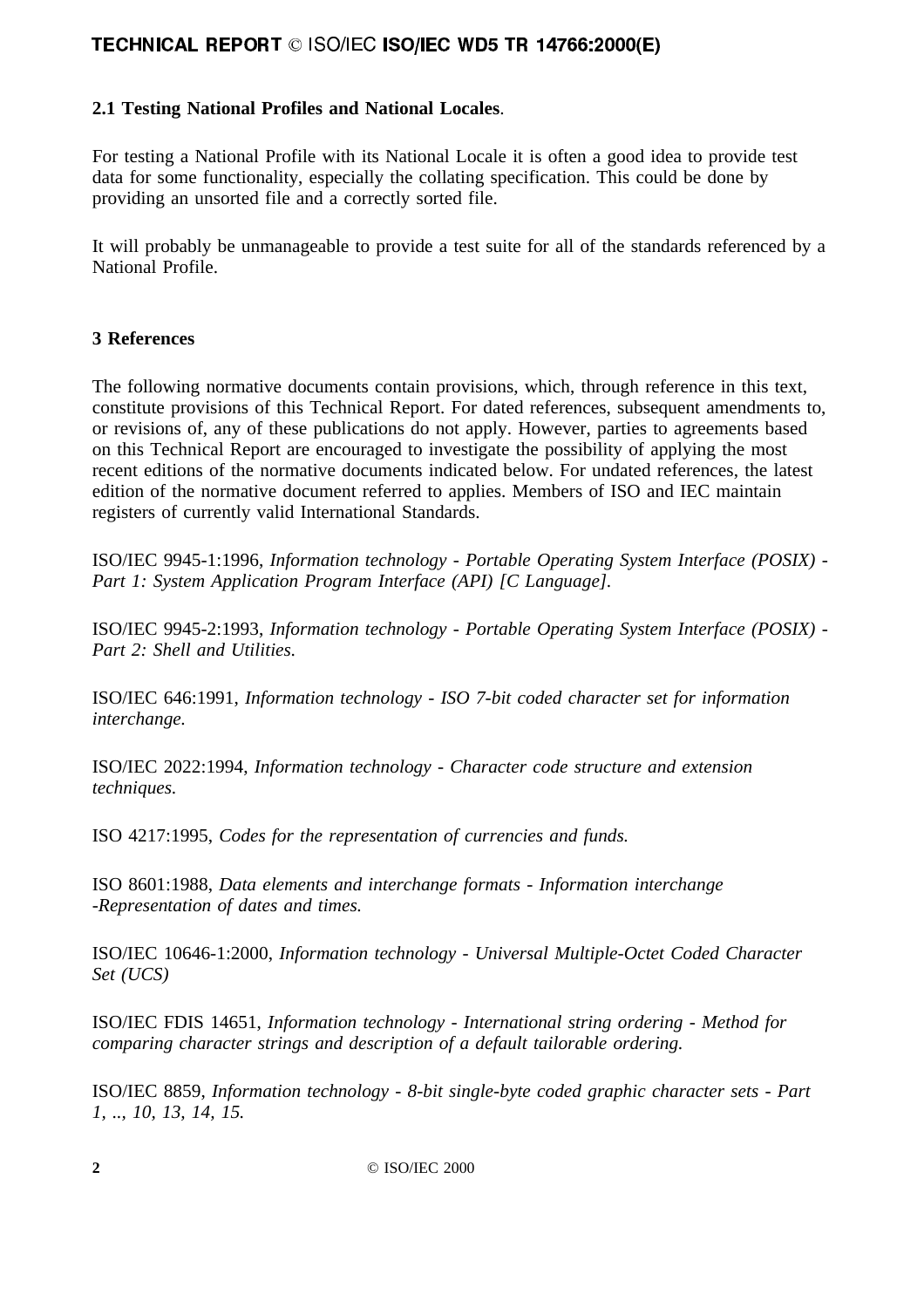## 2.1 Testing National Profiles and National Locales.

For testing a National Profile with its National Locale it is often a good idea to provide test data for some functionality, especially the collating specification. This could be done by providing an unsorted file and a correctly sorted file.

It will probably be unmanageable to provide a test suite for all of the standards referenced by a National Profile.

# 3 References

The following normative documents contain provisions, which, through reference in this text, constitute provisions of this Technical Report. For dated references, subsequent amendments to, or revisions of, any of these publications do not apply. However, parties to agreements based on this Technical Report are encouraged to investigate the possibility of applying the most recent editions of the normative documents indicated below. For undated references, the latest edition of the normative document referred to applies. Members of ISO and IEC maintain registers of currently valid International Standards.

ISO/IEC 9945-1:1996, *Information technology - Portable Operating System Interface (POSIX) - Part 1: System Application Program Interface (API) [C Language].*

ISO/IEC 9945-2:1993, *Information technology - Portable Operating System Interface (POSIX) - Part 2: Shell and Utilities.*

ISO/IEC 646:1991, *Information technology - ISO 7-bit coded character set for information interchange.*

ISO/IEC 2022:1994, *Information technology - Character code structure and extension techniques.*

ISO 4217:1995, *Codes for the representation of currencies and funds.*

ISO 8601:1988, *Data elements and interchange formats - Information interchange -Representation of dates and times.*

ISO/IEC 10646-1:2000, *Information technology - Universal Multiple-Octet Coded Character Set (UCS)*

ISO/IEC FDIS 14651, *Information technology - International string ordering - Method for comparing character strings and description of a default tailorable ordering.*

ISO/IEC 8859, *Information technology - 8-bit single-byte coded graphic character sets - Part 1, .., 10, 13, 14, 15.*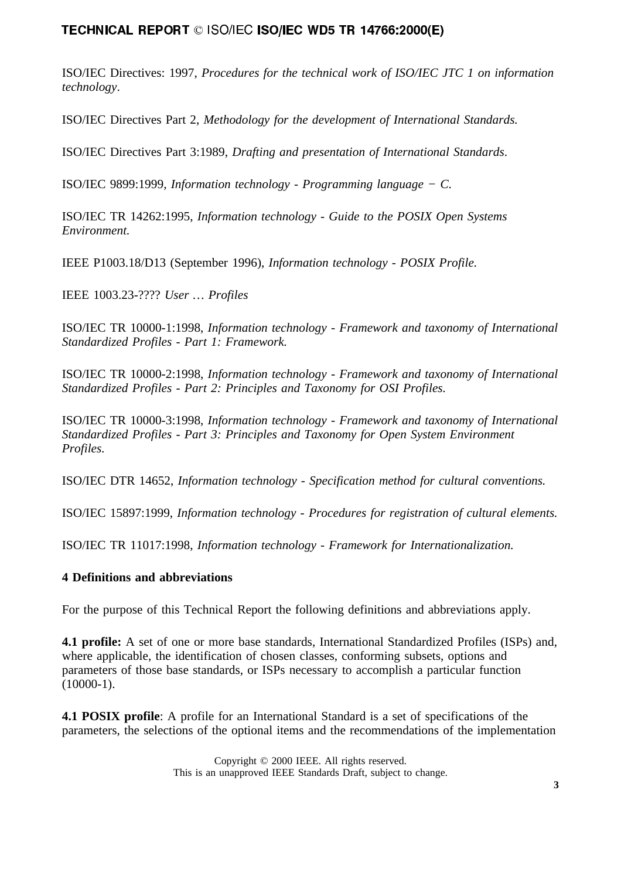ISO/IEC Directives: 1997, *Procedures for the technical work of ISO/IEC JTC 1 on information technology*.

ISO/IEC Directives Part 2, *Methodology for the development of International Standards.*

ISO/IEC Directives Part 3:1989, *Drafting and presentation of International Standards*.

ISO/IEC 9899:1999, *Information technology - Programming language − C.*

ISO/IEC TR 14262:1995, *Information technology - Guide to the POSIX Open Systems Environment.*

IEEE P1003.18/D13 (September 1996), *Information technology - POSIX Profile.*

IEEE 1003.23-???? *User … Profiles*

ISO/IEC TR 10000-1:1998, *Information technology - Framework and taxonomy of International Standardized Profiles - Part 1: Framework.*

ISO/IEC TR 10000-2:1998, *Information technology - Framework and taxonomy of International Standardized Profiles - Part 2: Principles and Taxonomy for OSI Profiles.*

ISO/IEC TR 10000-3:1998, *Information technology - Framework and taxonomy of International Standardized Profiles - Part 3: Principles and Taxonomy for Open System Environment Profiles.*

ISO/IEC DTR 14652, *Information technology - Specification method for cultural conventions.*

ISO/IEC 15897:1999, *Information technology - Procedures for registration of cultural elements.*

ISO/IEC TR 11017:1998, *Information technology - Framework for Internationalization.*

## 4 Definitions and abbreviations

For the purpose of this Technical Report the following definitions and abbreviations apply.

**4.1 profile:** A set of one or more base standards, International Standardized Profiles (ISPs) and, where applicable, the identification of chosen classes, conforming subsets, options and parameters of those base standards, or ISPs necessary to accomplish a particular function (10000-1).

**4.1 POSIX profile**: A profile for an International Standard is a set of specifications of the parameters, the selections of the optional items and the recommendations of the implementation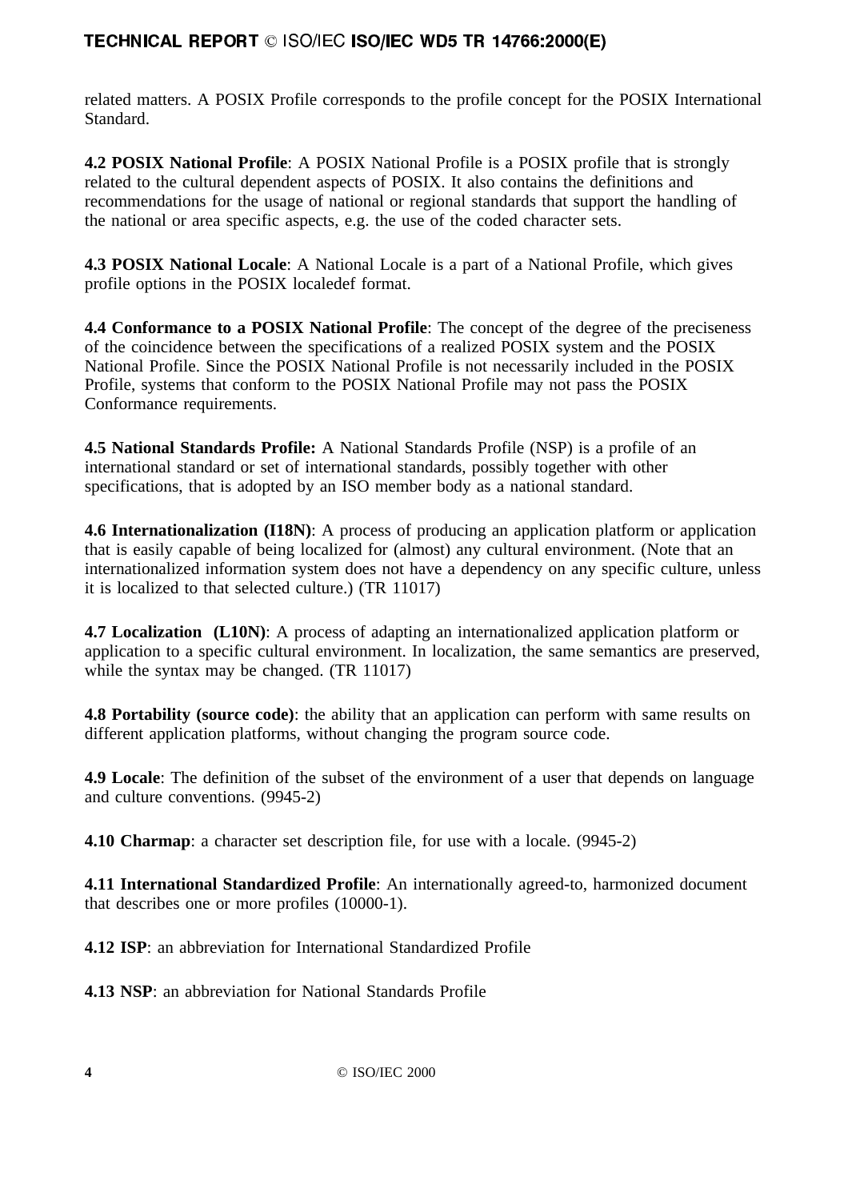related matters. A POSIX Profile corresponds to the profile concept for the POSIX International Standard.

**4.2 POSIX National Profile**: A POSIX National Profile is a POSIX profile that is strongly related to the cultural dependent aspects of POSIX. It also contains the definitions and recommendations for the usage of national or regional standards that support the handling of the national or area specific aspects, e.g. the use of the coded character sets.

**4.3 POSIX National Locale**: A National Locale is a part of a National Profile, which gives profile options in the POSIX localedef format.

**4.4 Conformance to a POSIX National Profile**: The concept of the degree of the preciseness of the coincidence between the specifications of a realized POSIX system and the POSIX National Profile. Since the POSIX National Profile is not necessarily included in the POSIX Profile, systems that conform to the POSIX National Profile may not pass the POSIX Conformance requirements.

**4.5 National Standards Profile:** A National Standards Profile (NSP) is a profile of an international standard or set of international standards, possibly together with other specifications, that is adopted by an ISO member body as a national standard.

**4.6 Internationalization (I18N)**: A process of producing an application platform or application that is easily capable of being localized for (almost) any cultural environment. (Note that an internationalized information system does not have a dependency on any specific culture, unless it is localized to that selected culture.) (TR 11017)

**4.7 Localization (L10N)**: A process of adapting an internationalized application platform or application to a specific cultural environment. In localization, the same semantics are preserved, while the syntax may be changed. (TR 11017)

**4.8 Portability (source code)**: the ability that an application can perform with same results on different application platforms, without changing the program source code.

**4.9 Locale**: The definition of the subset of the environment of a user that depends on language and culture conventions. (9945-2)

**4.10 Charmap**: a character set description file, for use with a locale. (9945-2)

**4.11 International Standardized Profile**: An internationally agreed-to, harmonized document that describes one or more profiles (10000-1).

**4.12 ISP**: an abbreviation for International Standardized Profile

**4.13 NSP**: an abbreviation for National Standards Profile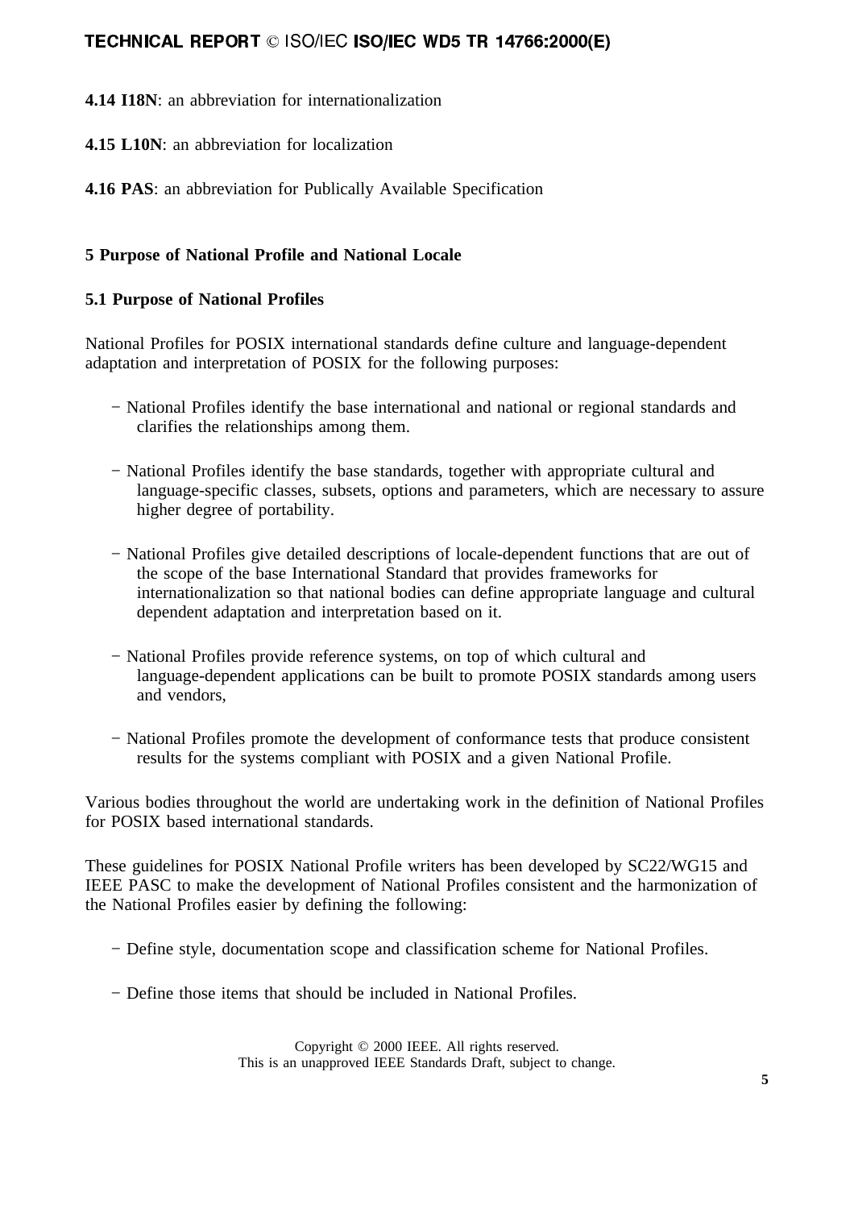**4.14 I18N**: an abbreviation for internationalization

**4.15 L10N**: an abbreviation for localization

**4.16 PAS**: an abbreviation for Publically Available Specification

## 5 Purpose of National Profile and National Locale

### 5.1 Purpose of National Profiles

National Profiles for POSIX international standards define culture and language-dependent adaptation and interpretation of POSIX for the following purposes:

- National Profiles identify the base international and national or regional standards and clarifies the relationships among them.
- National Profiles identify the base standards, together with appropriate cultural and language-specific classes, subsets, options and parameters, which are necessary to assure higher degree of portability.
- National Profiles give detailed descriptions of locale-dependent functions that are out of the scope of the base International Standard that provides frameworks for internationalization so that national bodies can define appropriate language and cultural dependent adaptation and interpretation based on it.
- National Profiles provide reference systems, on top of which cultural and language-dependent applications can be built to promote POSIX standards among users and vendors,
- National Profiles promote the development of conformance tests that produce consistent results for the systems compliant with POSIX and a given National Profile.

Various bodies throughout the world are undertaking work in the definition of National Profiles for POSIX based international standards.

These guidelines for POSIX National Profile writers has been developed by SC22/WG15 and IEEE PASC to make the development of National Profiles consistent and the harmonization of the National Profiles easier by defining the following:

- Define style, documentation scope and classification scheme for National Profiles.
- Define those items that should be included in National Profiles.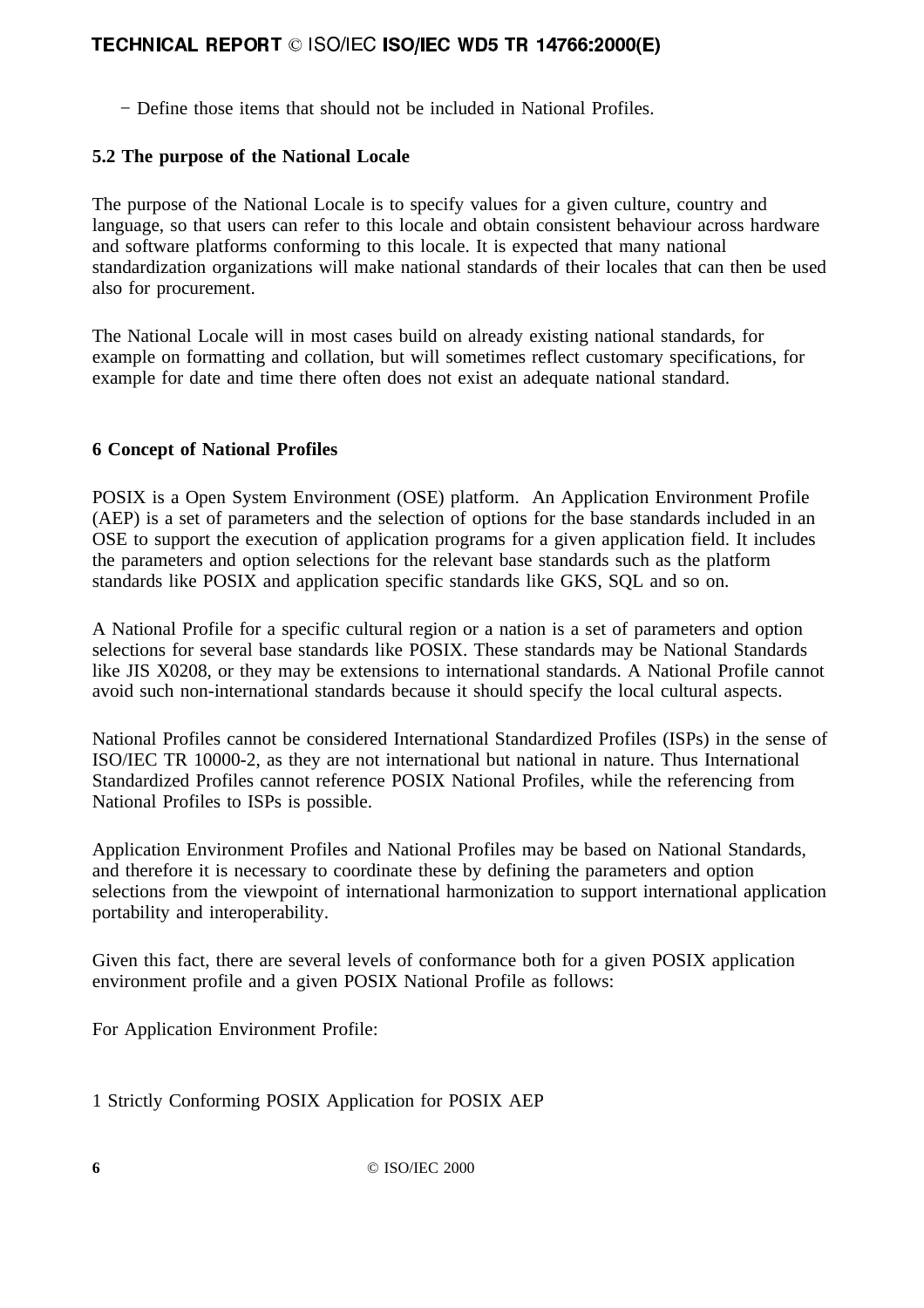- Define those items that should not be included in National Profiles.

### 5.2 The purpose of the National Locale

The purpose of the National Locale is to specify values for a given culture, country and language, so that users can refer to this locale and obtain consistent behaviour across hardware and software platforms conforming to this locale. It is expected that many national standardization organizations will make national standards of their locales that can then be used also for procurement.

The National Locale will in most cases build on already existing national standards, for example on formatting and collation, but will sometimes reflect customary specifications, for example for date and time there often does not exist an adequate national standard.

## 6 Concept of National Profiles

POSIX is a Open System Environment (OSE) platform. An Application Environment Profile (AEP) is a set of parameters and the selection of options for the base standards included in an OSE to support the execution of application programs for a given application field. It includes the parameters and option selections for the relevant base standards such as the platform standards like POSIX and application specific standards like GKS, SQL and so on.

A National Profile for a specific cultural region or a nation is a set of parameters and option selections for several base standards like POSIX. These standards may be National Standards like JIS X0208, or they may be extensions to international standards. A National Profile cannot avoid such non-international standards because it should specify the local cultural aspects.

National Profiles cannot be considered International Standardized Profiles (ISPs) in the sense of ISO/IEC TR 10000-2, as they are not international but national in nature. Thus International Standardized Profiles cannot reference POSIX National Profiles, while the referencing from National Profiles to ISPs is possible.

Application Environment Profiles and National Profiles may be based on National Standards, and therefore it is necessary to coordinate these by defining the parameters and option selections from the viewpoint of international harmonization to support international application portability and interoperability.

Given this fact, there are several levels of conformance both for a given POSIX application environment profile and a given POSIX National Profile as follows:

For Application Environment Profile:

1 Strictly Conforming POSIX Application for POSIX AEP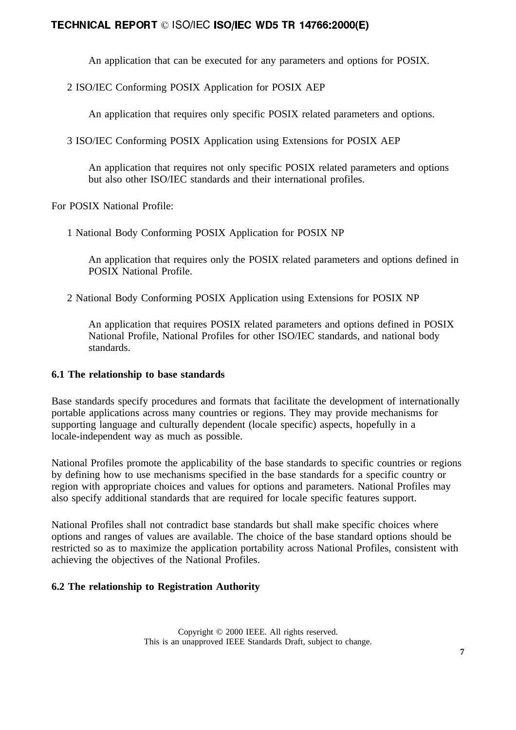An application that can be executed for any parameters and options for POSIX.

2 ISO/IEC Conforming POSIX Application for POSIX AEP

An application that requires only specific POSIX related parameters and options.

3 ISO/IEC Conforming POSIX Application using Extensions for POSIX AEP

An application that requires not only specific POSIX related parameters and options but also other ISO/IEC standards and their international profiles.

For POSIX National Profile:

1 National Body Conforming POSIX Application for POSIX NP

An application that requires only the POSIX related parameters and options defined in POSIX National Profile.

2 National Body Conforming POSIX Application using Extensions for POSIX NP

An application that requires POSIX related parameters and options defined in POSIX National Profile, National Profiles for other ISO/IEC standards, and national body standards.

### 6.1 The relationship to base standards

Base standards specify procedures and formats that facilitate the development of internationally portable applications across many countries or regions. They may provide mechanisms for supporting language and culturally dependent (locale specific) aspects, hopefully in a locale-independent way as much as possible.

National Profiles promote the applicability of the base standards to specific countries or regions by defining how to use mechanisms specified in the base standards for a specific country or region with appropriate choices and values for options and parameters. National Profiles may also specify additional standards that are required for locale specific features support.

National Profiles shall not contradict base standards but shall make specific choices where options and ranges of values are available. The choice of the base standard options should be restricted so as to maximize the application portability across National Profiles, consistent with achieving the objectives of the National Profiles.

### 6.2 The relationship to Registration Authority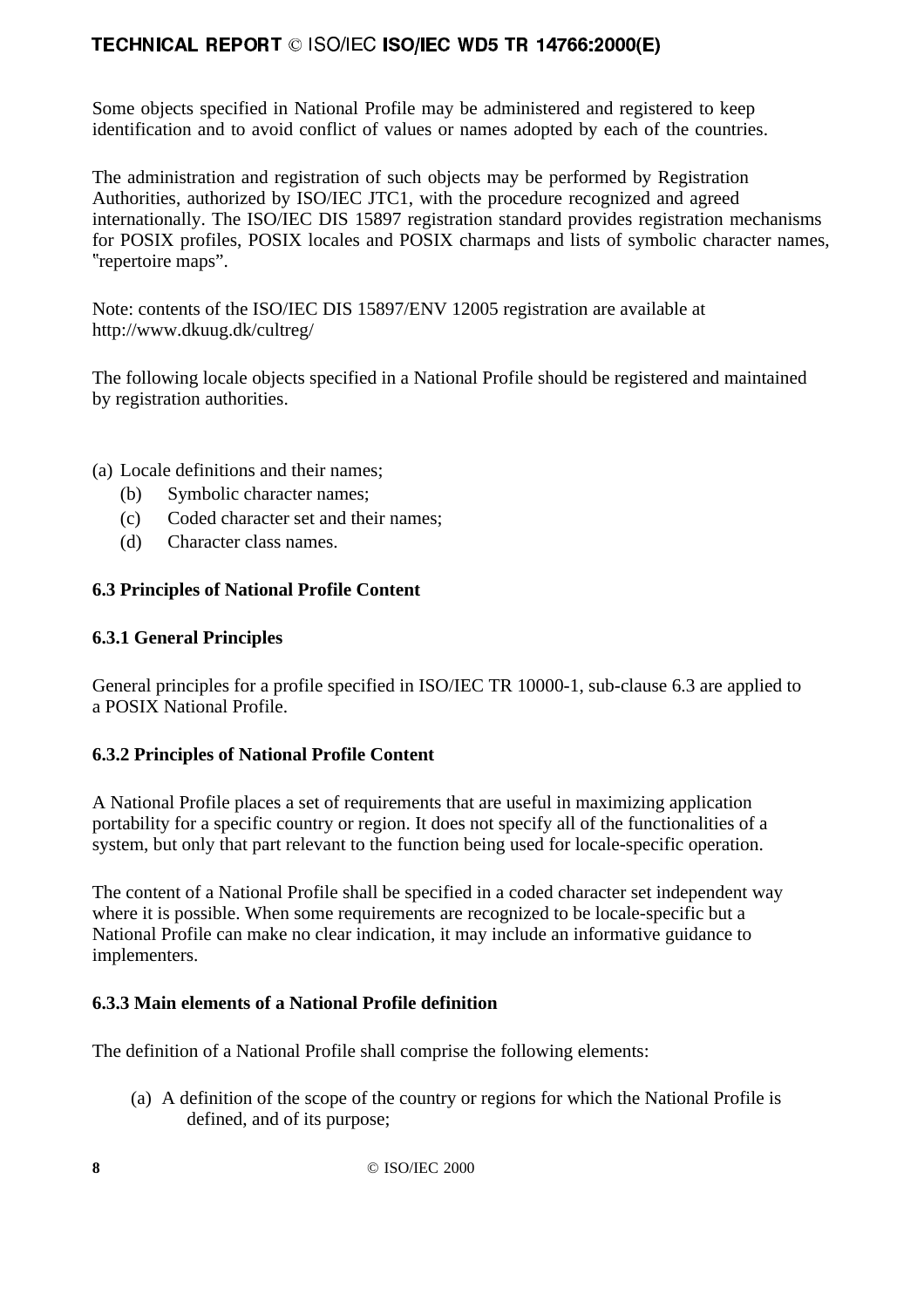Some objects specified in National Profile may be administered and registered to keep identification and to avoid conflict of values or names adopted by each of the countries.

The administration and registration of such objects may be performed by Registration Authorities, authorized by ISO/IEC JTC1, with the procedure recognized and agreed internationally. The ISO/IEC DIS 15897 registration standard provides registration mechanisms for POSIX profiles, POSIX locales and POSIX charmaps and lists of symbolic character names, "repertoire maps".

Note: contents of the ISO/IEC DIS 15897/ENV 12005 registration are available at http://www.dkuug.dk/cultreg/

The following locale objects specified in a National Profile should be registered and maintained by registration authorities.

(a) Locale definitions and their names;
(b) Symbolic character names;
(c) Coded character set and their names;
(d) Character class names.

### 6.3 Principles of National Profile Content

#### 6.3.1 General Principles

General principles for a profile specified in ISO/IEC TR 10000-1, sub-clause 6.3 are applied to a POSIX National Profile.

#### 6.3.2 Principles of National Profile Content

A National Profile places a set of requirements that are useful in maximizing application portability for a specific country or region. It does not specify all of the functionalities of a system, but only that part relevant to the function being used for locale-specific operation.

The content of a National Profile shall be specified in a coded character set independent way where it is possible. When some requirements are recognized to be locale-specific but a National Profile can make no clear indication, it may include an informative guidance to implementers.

#### 6.3.3 Main elements of a National Profile definition

The definition of a National Profile shall comprise the following elements:

(a) A definition of the scope of the country or regions for which the National Profile is defined, and of its purpose;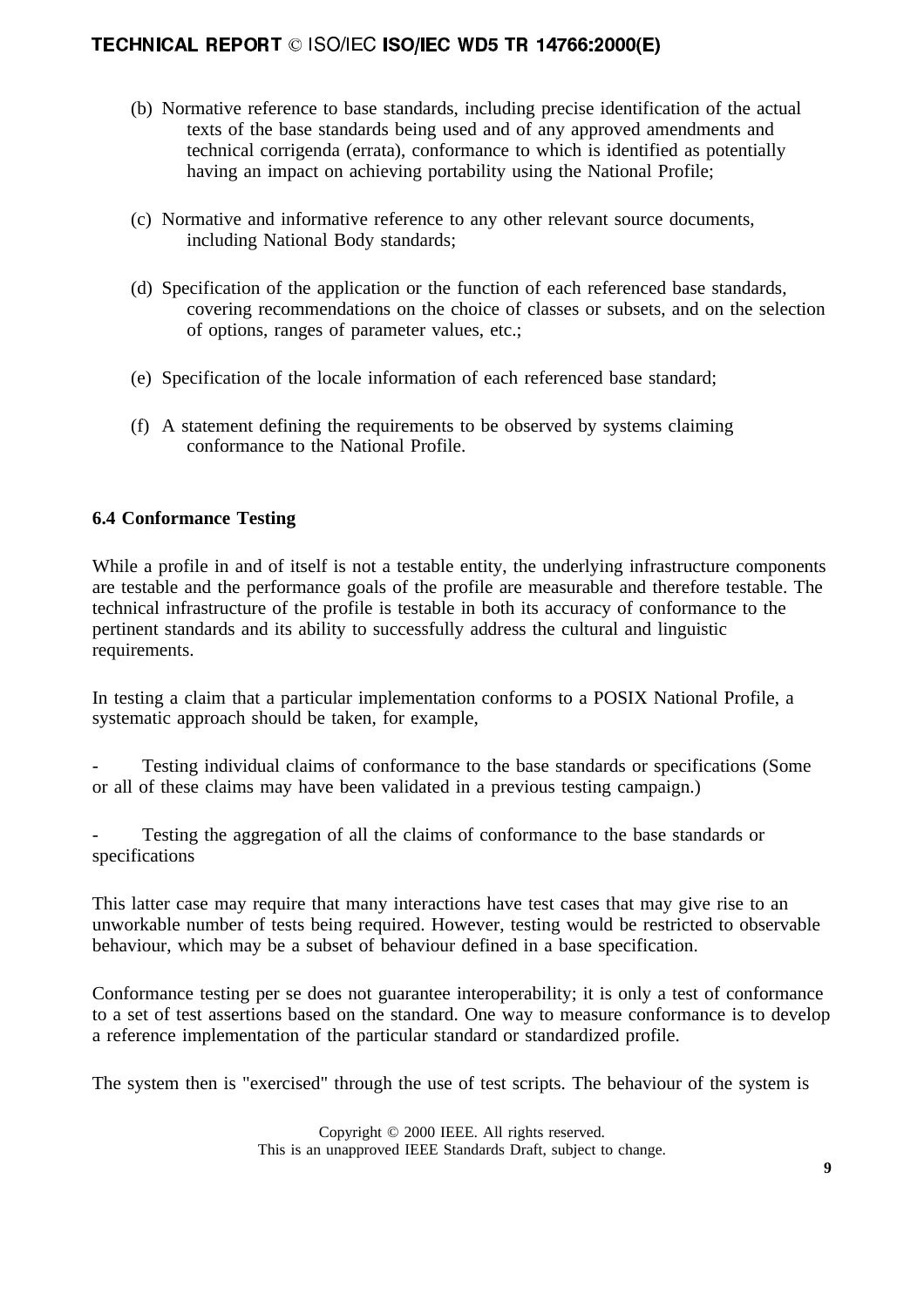(b) Normative reference to base standards, including precise identification of the actual texts of the base standards being used and of any approved amendments and technical corrigenda (errata), conformance to which is identified as potentially having an impact on achieving portability using the National Profile;

(c) Normative and informative reference to any other relevant source documents, including National Body standards;

(d) Specification of the application or the function of each referenced base standards, covering recommendations on the choice of classes or subsets, and on the selection of options, ranges of parameter values, etc.;

(e) Specification of the locale information of each referenced base standard;

(f) A statement defining the requirements to be observed by systems claiming conformance to the National Profile.

### 6.4 Conformance Testing

While a profile in and of itself is not a testable entity, the underlying infrastructure components are testable and the performance goals of the profile are measurable and therefore testable. The technical infrastructure of the profile is testable in both its accuracy of conformance to the pertinent standards and its ability to successfully address the cultural and linguistic requirements.

In testing a claim that a particular implementation conforms to a POSIX National Profile, a systematic approach should be taken, for example,

- Testing individual claims of conformance to the base standards or specifications (Some or all of these claims may have been validated in a previous testing campaign.)

- Testing the aggregation of all the claims of conformance to the base standards or specifications

This latter case may require that many interactions have test cases that may give rise to an unworkable number of tests being required. However, testing would be restricted to observable behaviour, which may be a subset of behaviour defined in a base specification.

Conformance testing per se does not guarantee interoperability; it is only a test of conformance to a set of test assertions based on the standard. One way to measure conformance is to develop a reference implementation of the particular standard or standardized profile.

The system then is "exercised" through the use of test scripts. The behaviour of the system is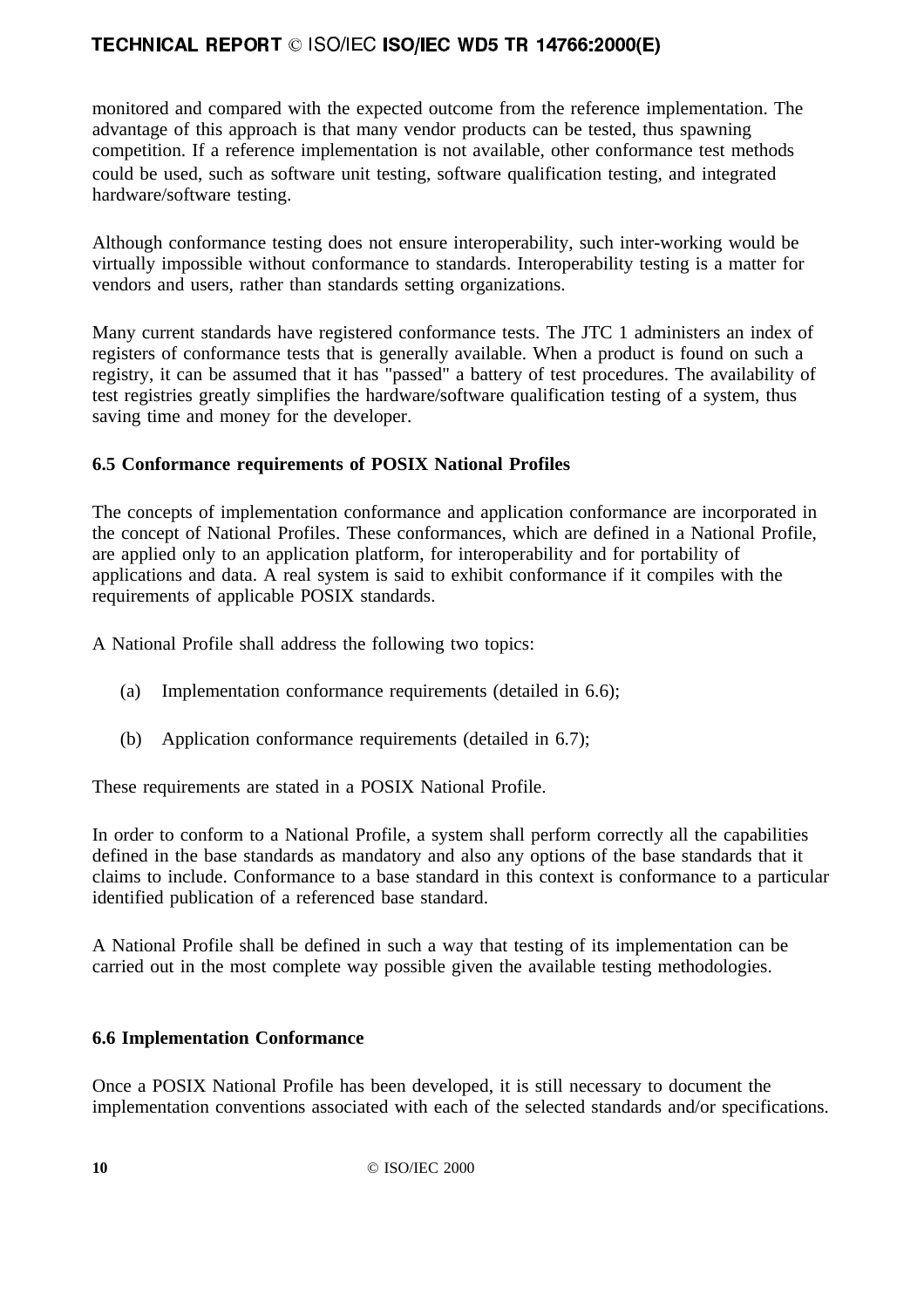monitored and compared with the expected outcome from the reference implementation. The advantage of this approach is that many vendor products can be tested, thus spawning competition. If a reference implementation is not available, other conformance test methods could be used, such as software unit testing, software qualification testing, and integrated hardware/software testing.

Although conformance testing does not ensure interoperability, such inter-working would be virtually impossible without conformance to standards. Interoperability testing is a matter for vendors and users, rather than standards setting organizations.

Many current standards have registered conformance tests. The JTC 1 administers an index of registers of conformance tests that is generally available. When a product is found on such a registry, it can be assumed that it has "passed" a battery of test procedures. The availability of test registries greatly simplifies the hardware/software qualification testing of a system, thus saving time and money for the developer.

### 6.5 Conformance requirements of POSIX National Profiles

The concepts of implementation conformance and application conformance are incorporated in the concept of National Profiles. These conformances, which are defined in a National Profile, are applied only to an application platform, for interoperability and for portability of applications and data. A real system is said to exhibit conformance if it compiles with the requirements of applicable POSIX standards.

A National Profile shall address the following two topics:

(a) Implementation conformance requirements (detailed in 6.6);

(b) Application conformance requirements (detailed in 6.7);

These requirements are stated in a POSIX National Profile.

In order to conform to a National Profile, a system shall perform correctly all the capabilities defined in the base standards as mandatory and also any options of the base standards that it claims to include. Conformance to a base standard in this context is conformance to a particular identified publication of a referenced base standard.

A National Profile shall be defined in such a way that testing of its implementation can be carried out in the most complete way possible given the available testing methodologies.

### 6.6 Implementation Conformance

Once a POSIX National Profile has been developed, it is still necessary to document the implementation conventions associated with each of the selected standards and/or specifications.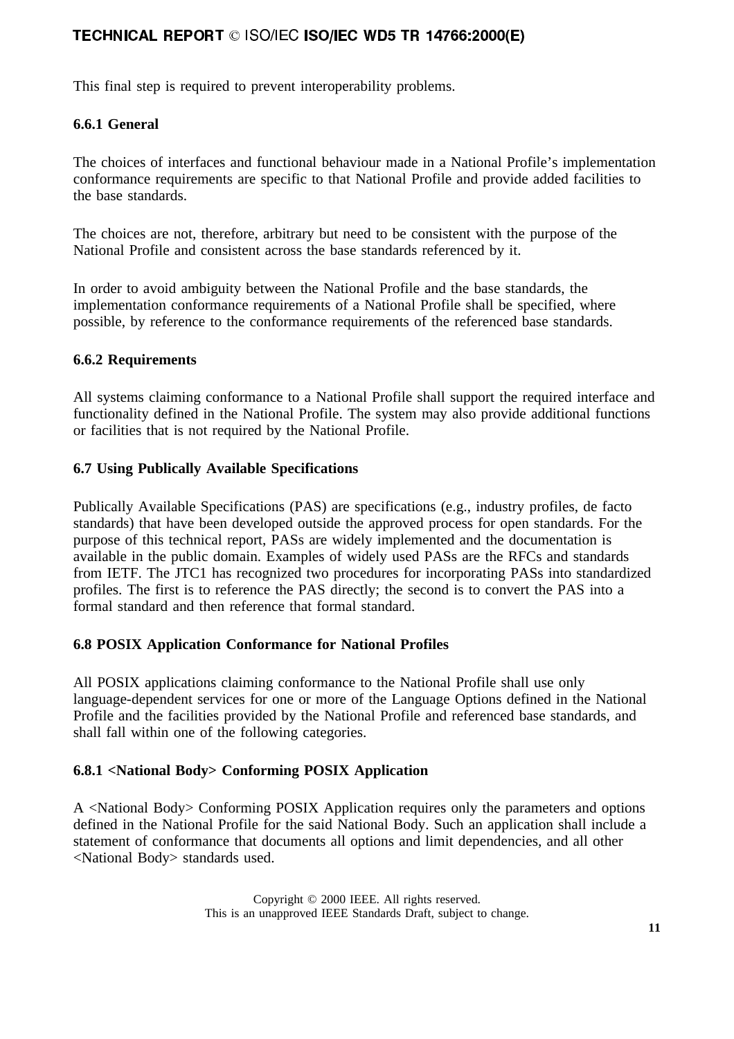This final step is required to prevent interoperability problems.

### 6.6.1 General

The choices of interfaces and functional behaviour made in a National Profile's implementation conformance requirements are specific to that National Profile and provide added facilities to the base standards.

The choices are not, therefore, arbitrary but need to be consistent with the purpose of the National Profile and consistent across the base standards referenced by it.

In order to avoid ambiguity between the National Profile and the base standards, the implementation conformance requirements of a National Profile shall be specified, where possible, by reference to the conformance requirements of the referenced base standards.

### 6.6.2 Requirements

All systems claiming conformance to a National Profile shall support the required interface and functionality defined in the National Profile. The system may also provide additional functions or facilities that is not required by the National Profile.

## 6.7 Using Publically Available Specifications

Publically Available Specifications (PAS) are specifications (e.g., industry profiles, de facto standards) that have been developed outside the approved process for open standards. For the purpose of this technical report, PASs are widely implemented and the documentation is available in the public domain. Examples of widely used PASs are the RFCs and standards from IETF. The JTC1 has recognized two procedures for incorporating PASs into standardized profiles. The first is to reference the PAS directly; the second is to convert the PAS into a formal standard and then reference that formal standard.

## 6.8 POSIX Application Conformance for National Profiles

All POSIX applications claiming conformance to the National Profile shall use only language-dependent services for one or more of the Language Options defined in the National Profile and the facilities provided by the National Profile and referenced base standards, and shall fall within one of the following categories.

### 6.8.1 <National Body> Conforming POSIX Application

A <National Body> Conforming POSIX Application requires only the parameters and options defined in the National Profile for the said National Body. Such an application shall include a statement of conformance that documents all options and limit dependencies, and all other <National Body> standards used.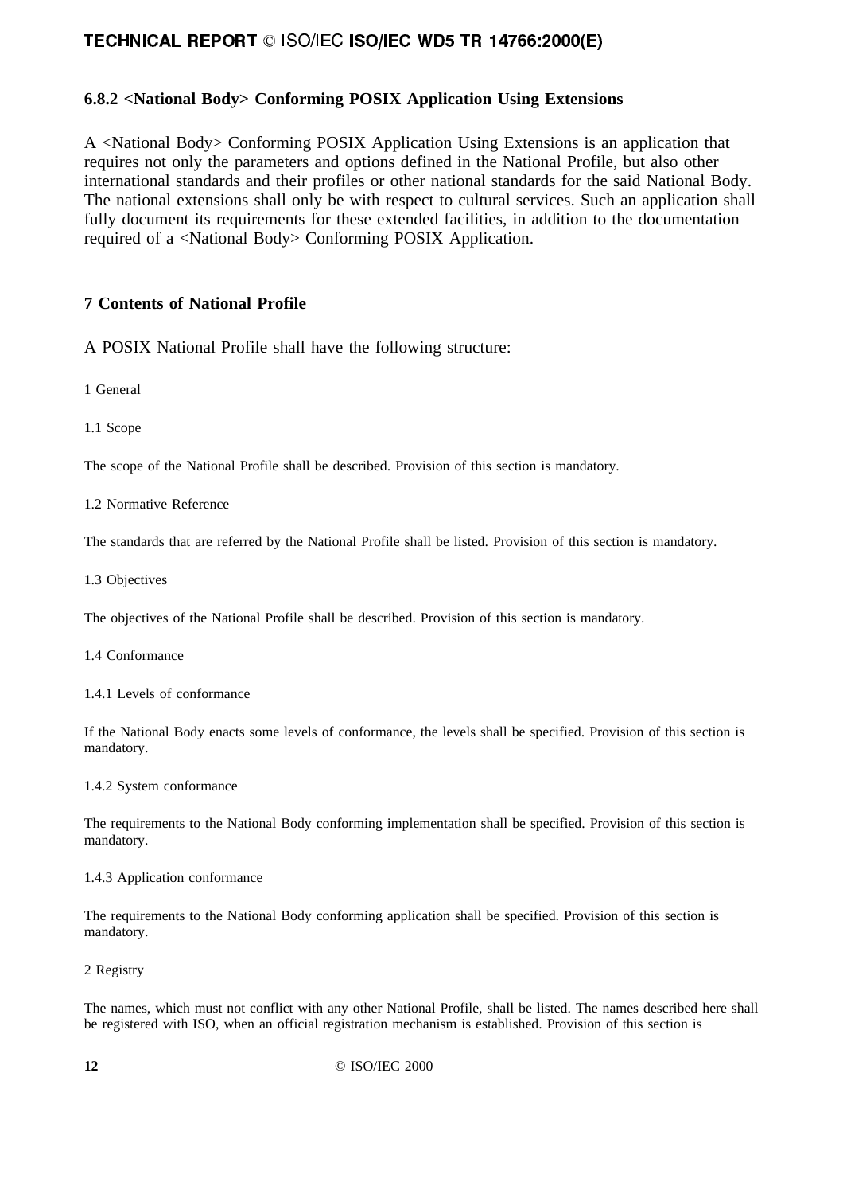### 6.8.2 <National Body> Conforming POSIX Application Using Extensions

A <National Body> Conforming POSIX Application Using Extensions is an application that requires not only the parameters and options defined in the National Profile, but also other international standards and their profiles or other national standards for the said National Body. The national extensions shall only be with respect to cultural services. Such an application shall fully document its requirements for these extended facilities, in addition to the documentation required of a <National Body> Conforming POSIX Application.

## 7 Contents of National Profile

A POSIX National Profile shall have the following structure:

1 General

1.1 Scope

The scope of the National Profile shall be described. Provision of this section is mandatory.

1.2 Normative Reference

The standards that are referred by the National Profile shall be listed. Provision of this section is mandatory.

1.3 Objectives

The objectives of the National Profile shall be described. Provision of this section is mandatory.

1.4 Conformance

1.4.1 Levels of conformance

If the National Body enacts some levels of conformance, the levels shall be specified. Provision of this section is mandatory.

1.4.2 System conformance

The requirements to the National Body conforming implementation shall be specified. Provision of this section is mandatory.

1.4.3 Application conformance

The requirements to the National Body conforming application shall be specified. Provision of this section is mandatory.

2 Registry

The names, which must not conflict with any other National Profile, shall be listed. The names described here shall be registered with ISO, when an official registration mechanism is established. Provision of this section is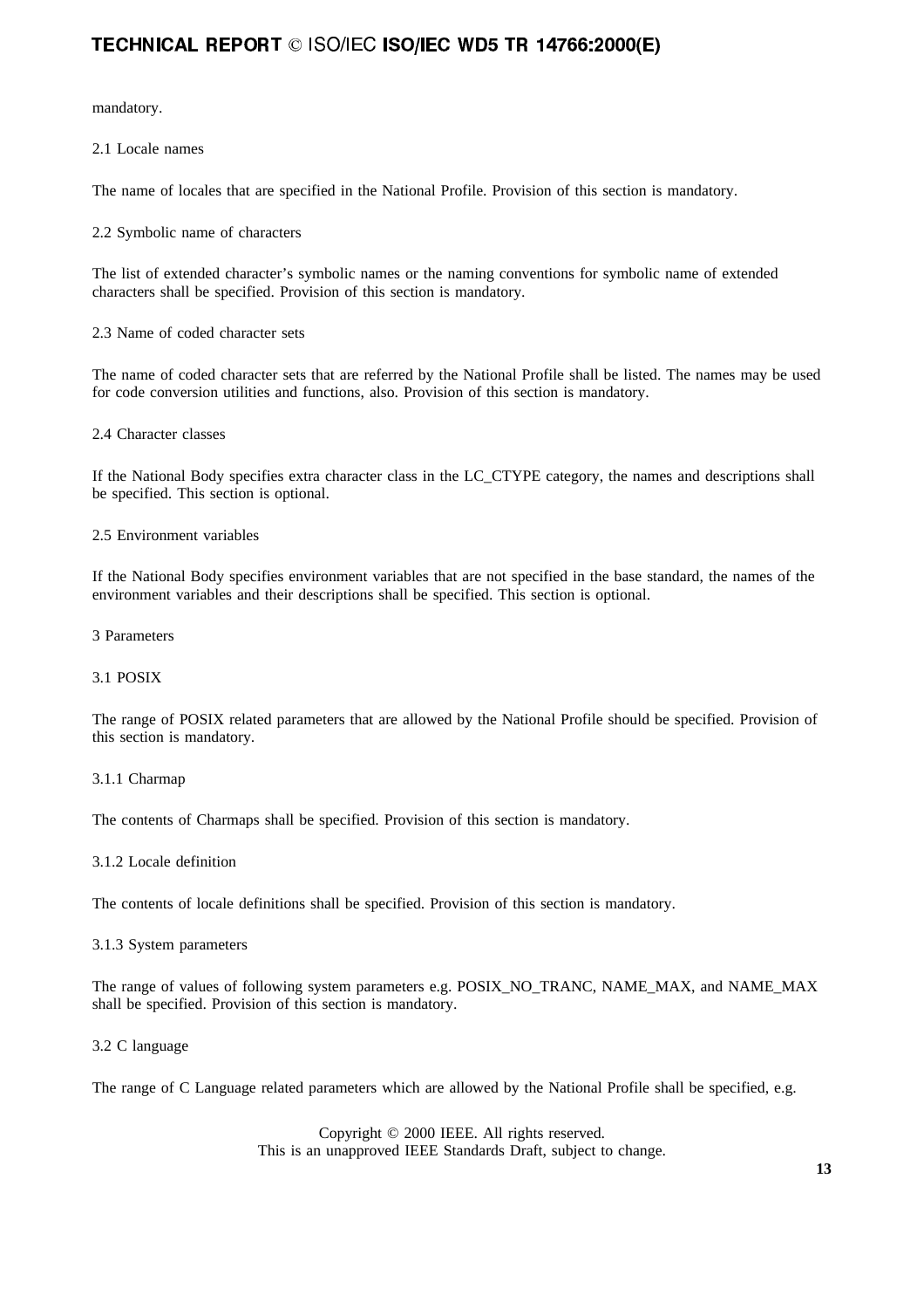mandatory.

2.1 Locale names

The name of locales that are specified in the National Profile. Provision of this section is mandatory.

2.2 Symbolic name of characters

The list of extended character's symbolic names or the naming conventions for symbolic name of extended characters shall be specified. Provision of this section is mandatory.

2.3 Name of coded character sets

The name of coded character sets that are referred by the National Profile shall be listed. The names may be used for code conversion utilities and functions, also. Provision of this section is mandatory.

2.4 Character classes

If the National Body specifies extra character class in the LC_CTYPE category, the names and descriptions shall be specified. This section is optional.

2.5 Environment variables

If the National Body specifies environment variables that are not specified in the base standard, the names of the environment variables and their descriptions shall be specified. This section is optional.

3 Parameters

3.1 POSIX

The range of POSIX related parameters that are allowed by the National Profile should be specified. Provision of this section is mandatory.

3.1.1 Charmap

The contents of Charmaps shall be specified. Provision of this section is mandatory.

3.1.2 Locale definition

The contents of locale definitions shall be specified. Provision of this section is mandatory.

3.1.3 System parameters

The range of values of following system parameters e.g. POSIX_NO_TRANC, NAME_MAX, and NAME_MAX shall be specified. Provision of this section is mandatory.

3.2 C language

The range of C Language related parameters which are allowed by the National Profile shall be specified, e.g.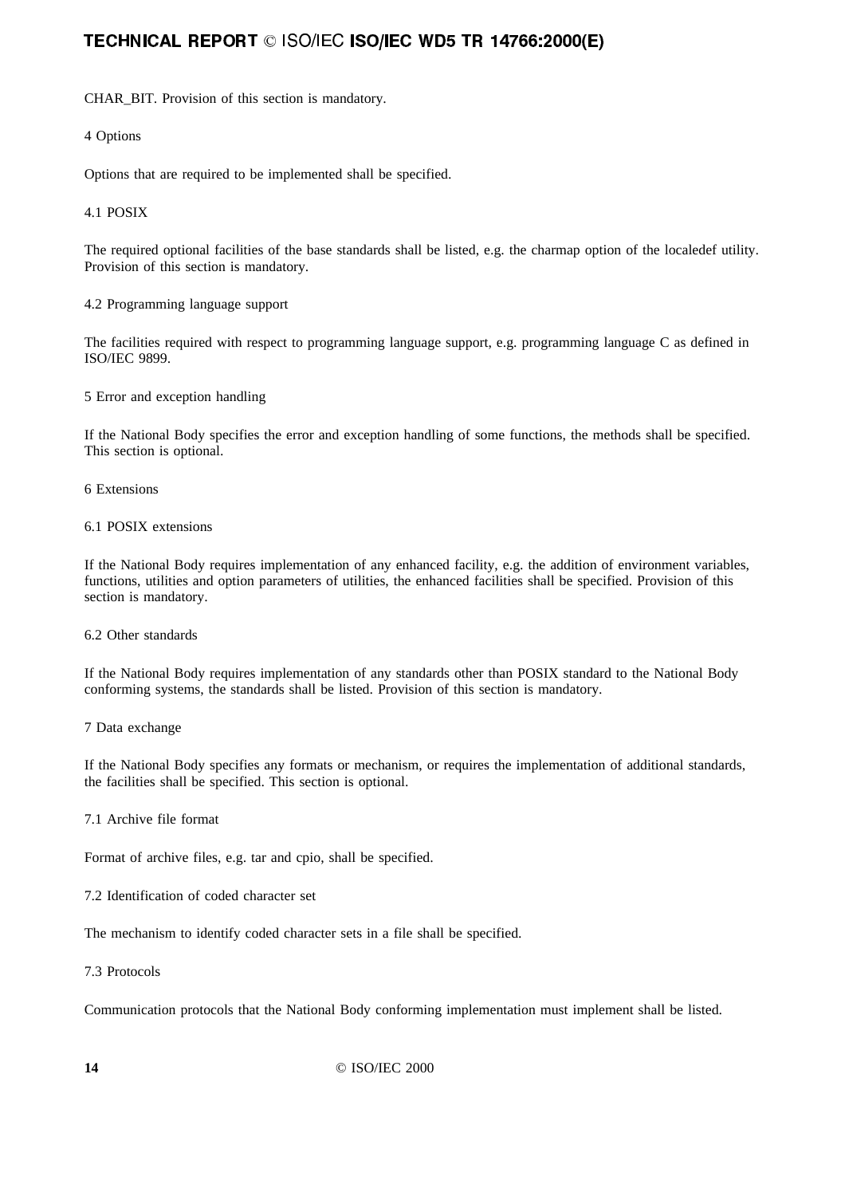CHAR_BIT. Provision of this section is mandatory.

## 4 Options

Options that are required to be implemented shall be specified.

### 4.1 POSIX

The required optional facilities of the base standards shall be listed, e.g. the charmap option of the localedef utility. Provision of this section is mandatory.

### 4.2 Programming language support

The facilities required with respect to programming language support, e.g. programming language C as defined in ISO/IEC 9899.

## 5 Error and exception handling

If the National Body specifies the error and exception handling of some functions, the methods shall be specified. This section is optional.

## 6 Extensions

### 6.1 POSIX extensions

If the National Body requires implementation of any enhanced facility, e.g. the addition of environment variables, functions, utilities and option parameters of utilities, the enhanced facilities shall be specified. Provision of this section is mandatory.

### 6.2 Other standards

If the National Body requires implementation of any standards other than POSIX standard to the National Body conforming systems, the standards shall be listed. Provision of this section is mandatory.

## 7 Data exchange

If the National Body specifies any formats or mechanism, or requires the implementation of additional standards, the facilities shall be specified. This section is optional.

### 7.1 Archive file format

Format of archive files, e.g. tar and cpio, shall be specified.

### 7.2 Identification of coded character set

The mechanism to identify coded character sets in a file shall be specified.

### 7.3 Protocols

Communication protocols that the National Body conforming implementation must implement shall be listed.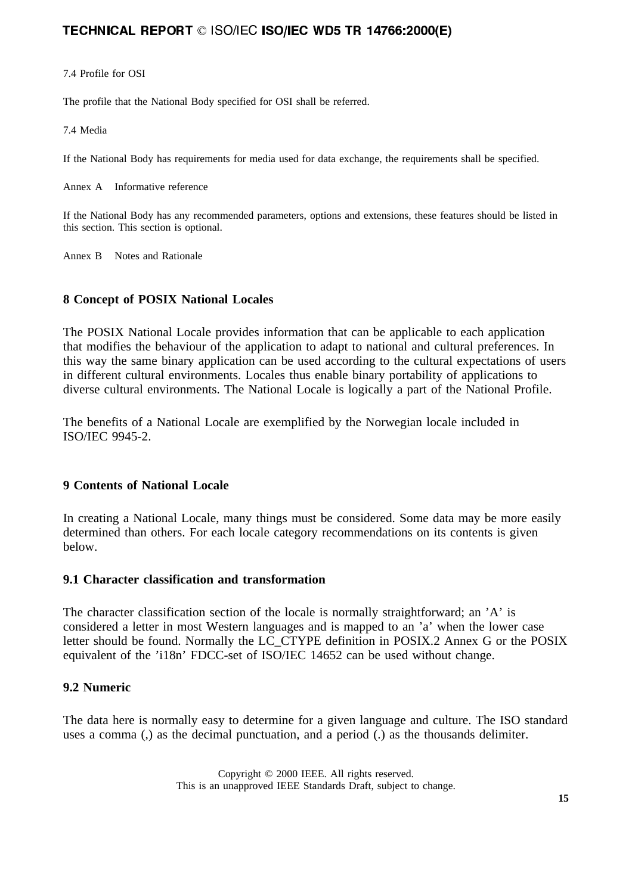7.4 Profile for OSI

The profile that the National Body specified for OSI shall be referred.

7.4 Media

If the National Body has requirements for media used for data exchange, the requirements shall be specified.

Annex A Informative reference

If the National Body has any recommended parameters, options and extensions, these features should be listed in this section. This section is optional.

Annex B Notes and Rationale

## 8 Concept of POSIX National Locales

The POSIX National Locale provides information that can be applicable to each application that modifies the behaviour of the application to adapt to national and cultural preferences. In this way the same binary application can be used according to the cultural expectations of users in different cultural environments. Locales thus enable binary portability of applications to diverse cultural environments. The National Locale is logically a part of the National Profile.

The benefits of a National Locale are exemplified by the Norwegian locale included in ISO/IEC 9945-2.

## 9 Contents of National Locale

In creating a National Locale, many things must be considered. Some data may be more easily determined than others. For each locale category recommendations on its contents is given below.

### 9.1 Character classification and transformation

The character classification section of the locale is normally straightforward; an 'A' is considered a letter in most Western languages and is mapped to an 'a' when the lower case letter should be found. Normally the LC_CTYPE definition in POSIX.2 Annex G or the POSIX equivalent of the 'i18n' FDCC-set of ISO/IEC 14652 can be used without change.

### 9.2 Numeric

The data here is normally easy to determine for a given language and culture. The ISO standard uses a comma (,) as the decimal punctuation, and a period (.) as the thousands delimiter.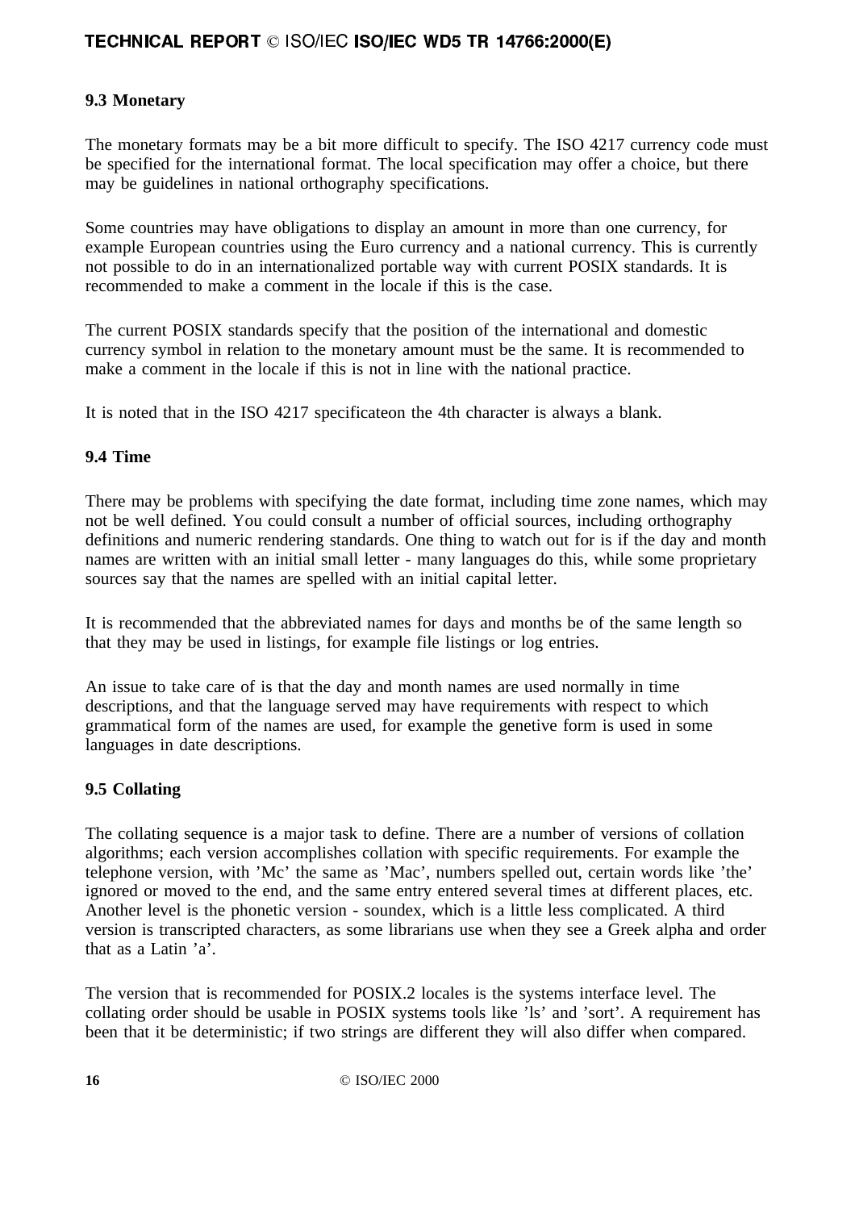### 9.3 Monetary

The monetary formats may be a bit more difficult to specify. The ISO 4217 currency code must be specified for the international format. The local specification may offer a choice, but there may be guidelines in national orthography specifications.

Some countries may have obligations to display an amount in more than one currency, for example European countries using the Euro currency and a national currency. This is currently not possible to do in an internationalized portable way with current POSIX standards. It is recommended to make a comment in the locale if this is the case.

The current POSIX standards specify that the position of the international and domestic currency symbol in relation to the monetary amount must be the same. It is recommended to make a comment in the locale if this is not in line with the national practice.

It is noted that in the ISO 4217 specificateon the 4th character is always a blank.

### 9.4 Time

There may be problems with specifying the date format, including time zone names, which may not be well defined. You could consult a number of official sources, including orthography definitions and numeric rendering standards. One thing to watch out for is if the day and month names are written with an initial small letter - many languages do this, while some proprietary sources say that the names are spelled with an initial capital letter.

It is recommended that the abbreviated names for days and months be of the same length so that they may be used in listings, for example file listings or log entries.

An issue to take care of is that the day and month names are used normally in time descriptions, and that the language served may have requirements with respect to which grammatical form of the names are used, for example the genetive form is used in some languages in date descriptions.

### 9.5 Collating

The collating sequence is a major task to define. There are a number of versions of collation algorithms; each version accomplishes collation with specific requirements. For example the telephone version, with 'Mc' the same as 'Mac', numbers spelled out, certain words like 'the' ignored or moved to the end, and the same entry entered several times at different places, etc. Another level is the phonetic version - soundex, which is a little less complicated. A third version is transcripted characters, as some librarians use when they see a Greek alpha and order that as a Latin 'a'.

The version that is recommended for POSIX.2 locales is the systems interface level. The collating order should be usable in POSIX systems tools like 'ls' and 'sort'. A requirement has been that it be deterministic; if two strings are different they will also differ when compared.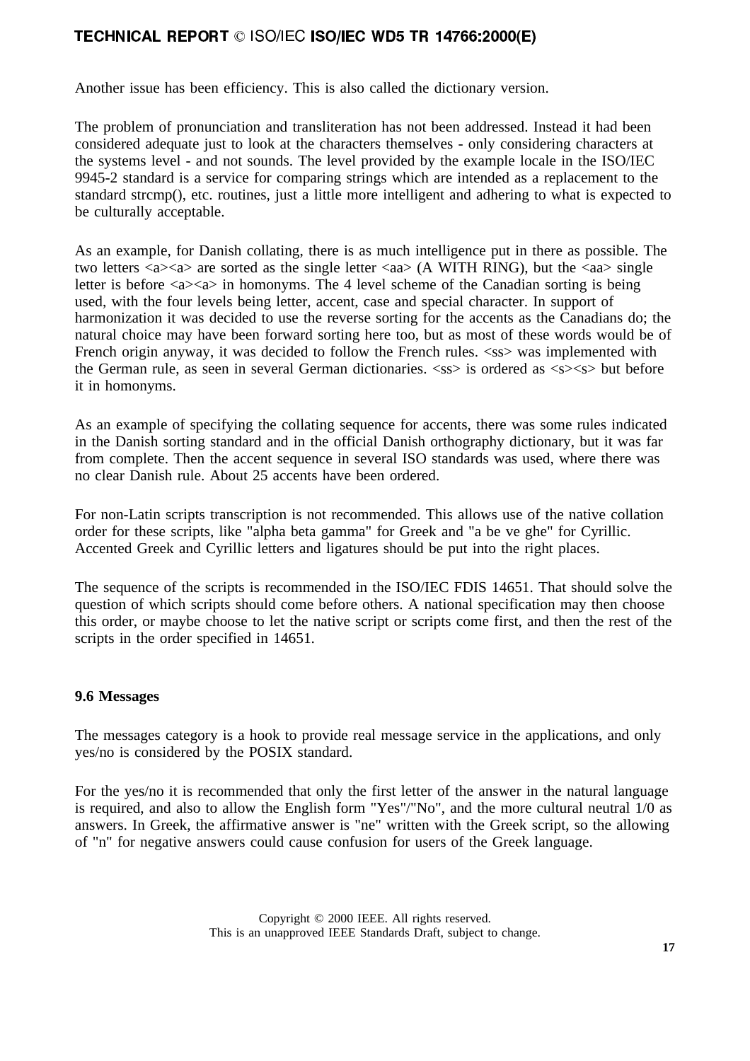Another issue has been efficiency. This is also called the dictionary version.

The problem of pronunciation and transliteration has not been addressed. Instead it had been considered adequate just to look at the characters themselves - only considering characters at the systems level - and not sounds. The level provided by the example locale in the ISO/IEC 9945-2 standard is a service for comparing strings which are intended as a replacement to the standard strcmp(), etc. routines, just a little more intelligent and adhering to what is expected to be culturally acceptable.

As an example, for Danish collating, there is as much intelligence put in there as possible. The two letters <a><a> are sorted as the single letter <aa> (A WITH RING), but the <aa> single letter is before <a><a> in homonyms. The 4 level scheme of the Canadian sorting is being used, with the four levels being letter, accent, case and special character. In support of harmonization it was decided to use the reverse sorting for the accents as the Canadians do; the natural choice may have been forward sorting here too, but as most of these words would be of French origin anyway, it was decided to follow the French rules. <ss> was implemented with the German rule, as seen in several German dictionaries. <ss> is ordered as <s><s> but before it in homonyms.

As an example of specifying the collating sequence for accents, there was some rules indicated in the Danish sorting standard and in the official Danish orthography dictionary, but it was far from complete. Then the accent sequence in several ISO standards was used, where there was no clear Danish rule. About 25 accents have been ordered.

For non-Latin scripts transcription is not recommended. This allows use of the native collation order for these scripts, like "alpha beta gamma" for Greek and "a be ve ghe" for Cyrillic. Accented Greek and Cyrillic letters and ligatures should be put into the right places.

The sequence of the scripts is recommended in the ISO/IEC FDIS 14651. That should solve the question of which scripts should come before others. A national specification may then choose this order, or maybe choose to let the native script or scripts come first, and then the rest of the scripts in the order specified in 14651.

### 9.6 Messages

The messages category is a hook to provide real message service in the applications, and only yes/no is considered by the POSIX standard.

For the yes/no it is recommended that only the first letter of the answer in the natural language is required, and also to allow the English form "Yes"/"No", and the more cultural neutral 1/0 as answers. In Greek, the affirmative answer is "ne" written with the Greek script, so the allowing of "n" for negative answers could cause confusion for users of the Greek language.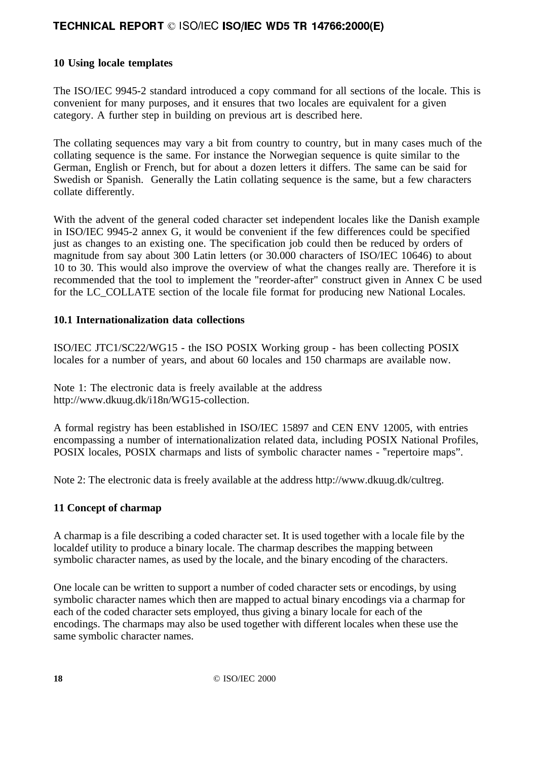## 10 Using locale templates

The ISO/IEC 9945-2 standard introduced a copy command for all sections of the locale. This is convenient for many purposes, and it ensures that two locales are equivalent for a given category. A further step in building on previous art is described here.

The collating sequences may vary a bit from country to country, but in many cases much of the collating sequence is the same. For instance the Norwegian sequence is quite similar to the German, English or French, but for about a dozen letters it differs. The same can be said for Swedish or Spanish. Generally the Latin collating sequence is the same, but a few characters collate differently.

With the advent of the general coded character set independent locales like the Danish example in ISO/IEC 9945-2 annex G, it would be convenient if the few differences could be specified just as changes to an existing one. The specification job could then be reduced by orders of magnitude from say about 300 Latin letters (or 30.000 characters of ISO/IEC 10646) to about 10 to 30. This would also improve the overview of what the changes really are. Therefore it is recommended that the tool to implement the "reorder-after" construct given in Annex C be used for the LC_COLLATE section of the locale file format for producing new National Locales.

### 10.1 Internationalization data collections

ISO/IEC JTC1/SC22/WG15 - the ISO POSIX Working group - has been collecting POSIX locales for a number of years, and about 60 locales and 150 charmaps are available now.

Note 1: The electronic data is freely available at the address http://www.dkuug.dk/i18n/WG15-collection.

A formal registry has been established in ISO/IEC 15897 and CEN ENV 12005, with entries encompassing a number of internationalization related data, including POSIX National Profiles, POSIX locales, POSIX charmaps and lists of symbolic character names - "repertoire maps".

Note 2: The electronic data is freely available at the address http://www.dkuug.dk/cultreg.

## 11 Concept of charmap

A charmap is a file describing a coded character set. It is used together with a locale file by the localdef utility to produce a binary locale. The charmap describes the mapping between symbolic character names, as used by the locale, and the binary encoding of the characters.

One locale can be written to support a number of coded character sets or encodings, by using symbolic character names which then are mapped to actual binary encodings via a charmap for each of the coded character sets employed, thus giving a binary locale for each of the encodings. The charmaps may also be used together with different locales when these use the same symbolic character names.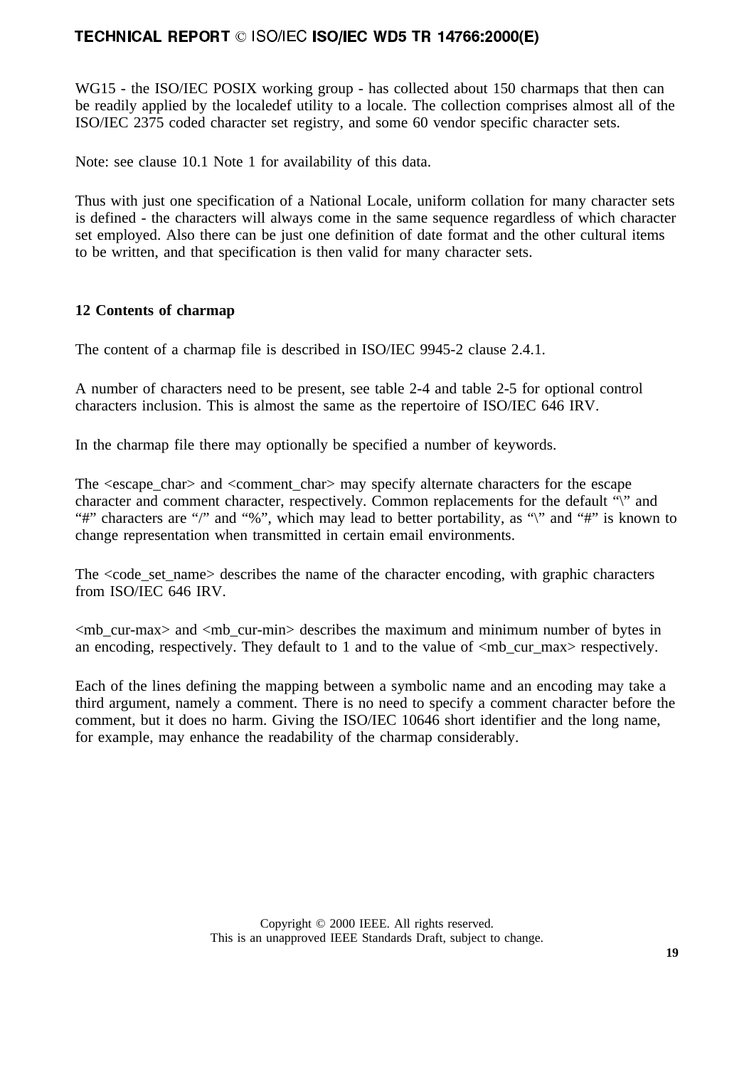WG15 - the ISO/IEC POSIX working group - has collected about 150 charmaps that then can be readily applied by the localedef utility to a locale. The collection comprises almost all of the ISO/IEC 2375 coded character set registry, and some 60 vendor specific character sets.

Note: see clause 10.1 Note 1 for availability of this data.

Thus with just one specification of a National Locale, uniform collation for many character sets is defined - the characters will always come in the same sequence regardless of which character set employed. Also there can be just one definition of date format and the other cultural items to be written, and that specification is then valid for many character sets.

## 12 Contents of charmap

The content of a charmap file is described in ISO/IEC 9945-2 clause 2.4.1.

A number of characters need to be present, see table 2-4 and table 2-5 for optional control characters inclusion. This is almost the same as the repertoire of ISO/IEC 646 IRV.

In the charmap file there may optionally be specified a number of keywords.

The <escape_char> and <comment_char> may specify alternate characters for the escape character and comment character, respectively. Common replacements for the default “\” and “#” characters are “/” and “%”, which may lead to better portability, as “\” and “#” is known to change representation when transmitted in certain email environments.

The <code_set_name> describes the name of the character encoding, with graphic characters from ISO/IEC 646 IRV.

<mb_cur-max> and <mb_cur-min> describes the maximum and minimum number of bytes in an encoding, respectively. They default to 1 and to the value of <mb_cur_max> respectively.

Each of the lines defining the mapping between a symbolic name and an encoding may take a third argument, namely a comment. There is no need to specify a comment character before the comment, but it does no harm. Giving the ISO/IEC 10646 short identifier and the long name, for example, may enhance the readability of the charmap considerably.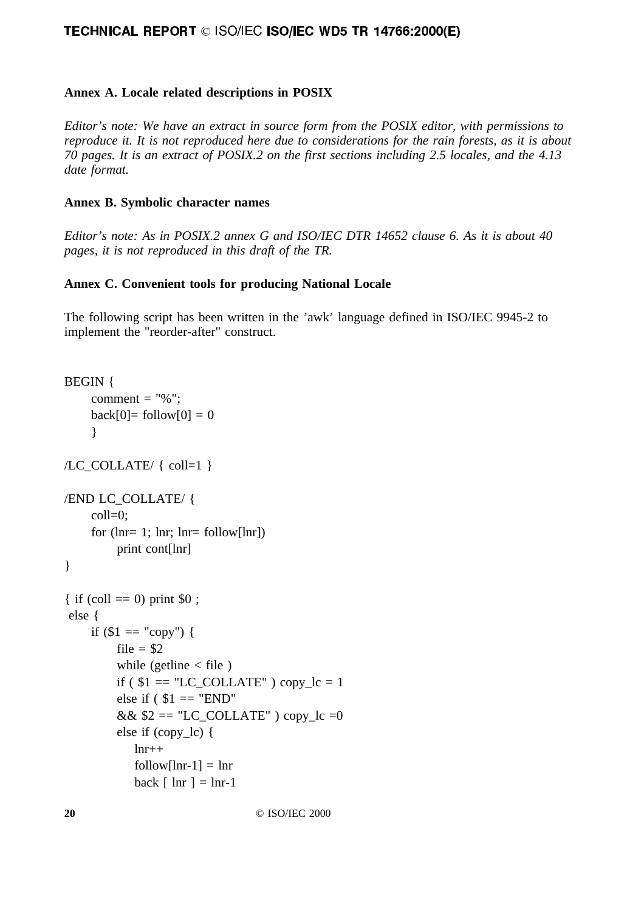## Annex A. Locale related descriptions in POSIX

*Editor's note: We have an extract in source form from the POSIX editor, with permissions to reproduce it. It is not reproduced here due to considerations for the rain forests, as it is about 70 pages. It is an extract of POSIX.2 on the first sections including 2.5 locales, and the 4.13 date format.*

## Annex B. Symbolic character names

*Editor's note: As in POSIX.2 annex G and ISO/IEC DTR 14652 clause 6. As it is about 40 pages, it is not reproduced in this draft of the TR.*

## Annex C. Convenient tools for producing National Locale

The following script has been written in the 'awk' language defined in ISO/IEC 9945-2 to implement the "reorder-after" construct.

```
BEGIN {
      comment = "%";
      back[0]= follow[0] = 0
      }

/LC_COLLATE/ { coll=1 }

/END LC_COLLATE/ {
      coll=0;
      for (lnr= 1; lnr; lnr= follow[lnr])
            print cont[lnr]
}

{ if (coll == 0) print $0 ;
 else {
      if ($1 == "copy") {
            file = $2
            while (getline < file )
            if ( $1 == "LC_COLLATE" ) copy_lc = 1
            else if ( $1 == "END"
            && $2 == "LC_COLLATE" ) copy_lc =0
            else if (copy_lc) {
                lnr++
                follow[lnr-1] = lnr
                back [ lnr ] = lnr-1
```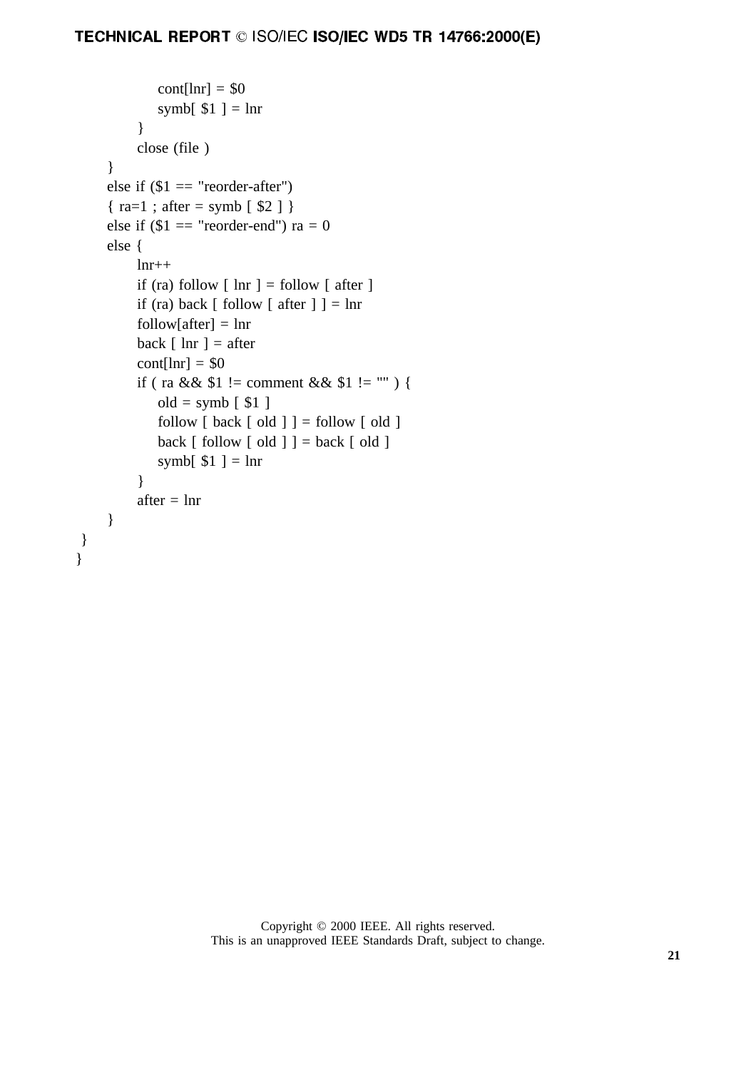```
            cont[lnr] = $0
            symb[ $1 ] = lnr
        }
        close (file )
    }
    else if ($1 == "reorder-after")
    { ra=1 ; after = symb [ $2 ] }
    else if ($1 == "reorder-end") ra = 0
    else {
        lnr++
        if (ra) follow [ lnr ] = follow [ after ]
        if (ra) back [ follow [ after ] ] = lnr
        follow[after] = lnr
        back [ lnr ] = after
        cont[lnr] = $0
        if ( ra && $1 != comment && $1 != "" ) {
            old = symb [ $1 ]
            follow [ back [ old ] ] = follow [ old ]
            back [ follow [ old ] ] = back [ old ]
            symb[ $1 ] = lnr
        }
        after = lnr
    }
 }
}
```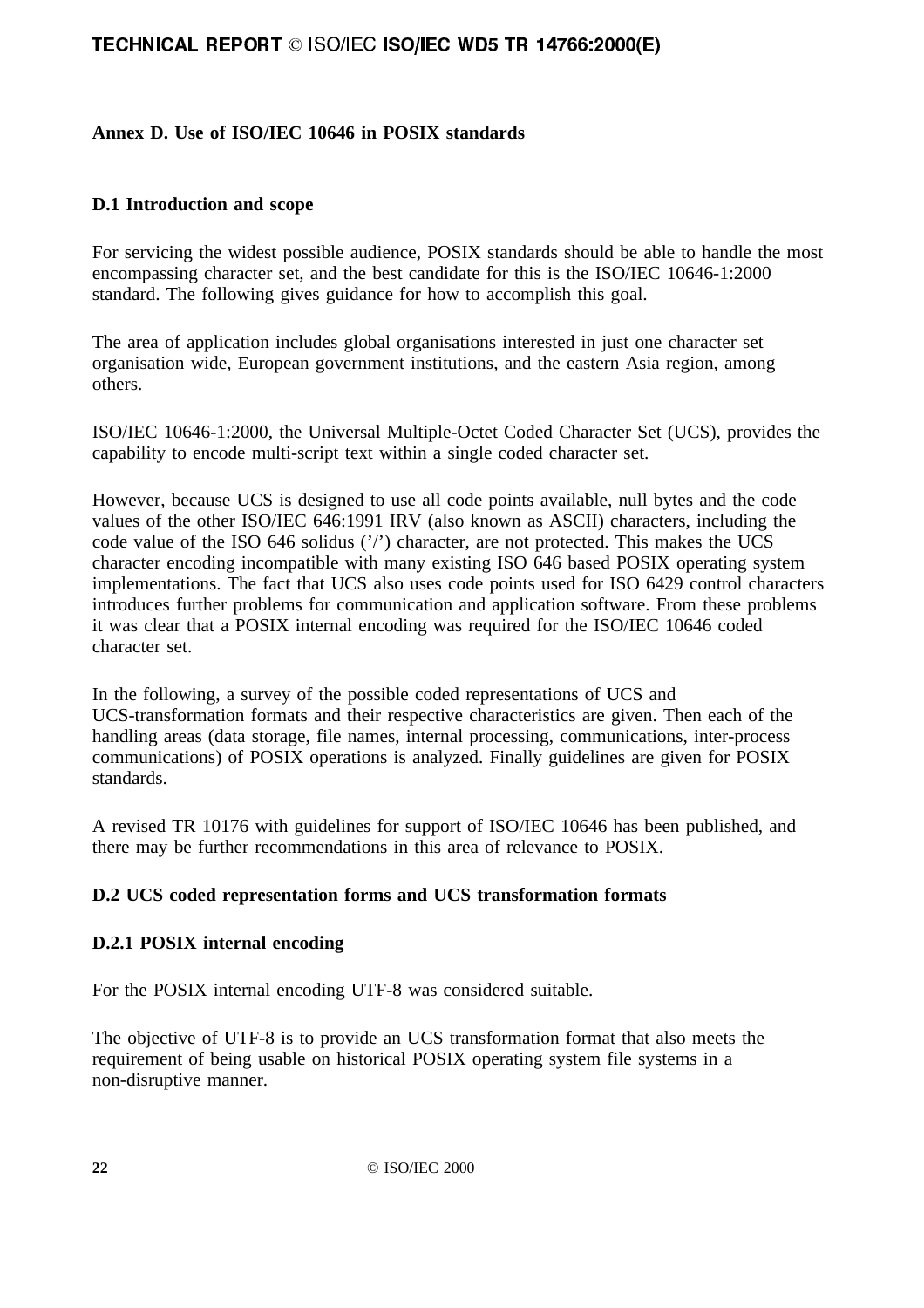## Annex D. Use of ISO/IEC 10646 in POSIX standards

### D.1 Introduction and scope

For servicing the widest possible audience, POSIX standards should be able to handle the most encompassing character set, and the best candidate for this is the ISO/IEC 10646-1:2000 standard. The following gives guidance for how to accomplish this goal.

The area of application includes global organisations interested in just one character set organisation wide, European government institutions, and the eastern Asia region, among others.

ISO/IEC 10646-1:2000, the Universal Multiple-Octet Coded Character Set (UCS), provides the capability to encode multi-script text within a single coded character set.

However, because UCS is designed to use all code points available, null bytes and the code values of the other ISO/IEC 646:1991 IRV (also known as ASCII) characters, including the code value of the ISO 646 solidus ('/') character, are not protected. This makes the UCS character encoding incompatible with many existing ISO 646 based POSIX operating system implementations. The fact that UCS also uses code points used for ISO 6429 control characters introduces further problems for communication and application software. From these problems it was clear that a POSIX internal encoding was required for the ISO/IEC 10646 coded character set.

In the following, a survey of the possible coded representations of UCS and UCS-transformation formats and their respective characteristics are given. Then each of the handling areas (data storage, file names, internal processing, communications, inter-process communications) of POSIX operations is analyzed. Finally guidelines are given for POSIX standards.

A revised TR 10176 with guidelines for support of ISO/IEC 10646 has been published, and there may be further recommendations in this area of relevance to POSIX.

### D.2 UCS coded representation forms and UCS transformation formats

#### D.2.1 POSIX internal encoding

For the POSIX internal encoding UTF-8 was considered suitable.

The objective of UTF-8 is to provide an UCS transformation format that also meets the requirement of being usable on historical POSIX operating system file systems in a non-disruptive manner.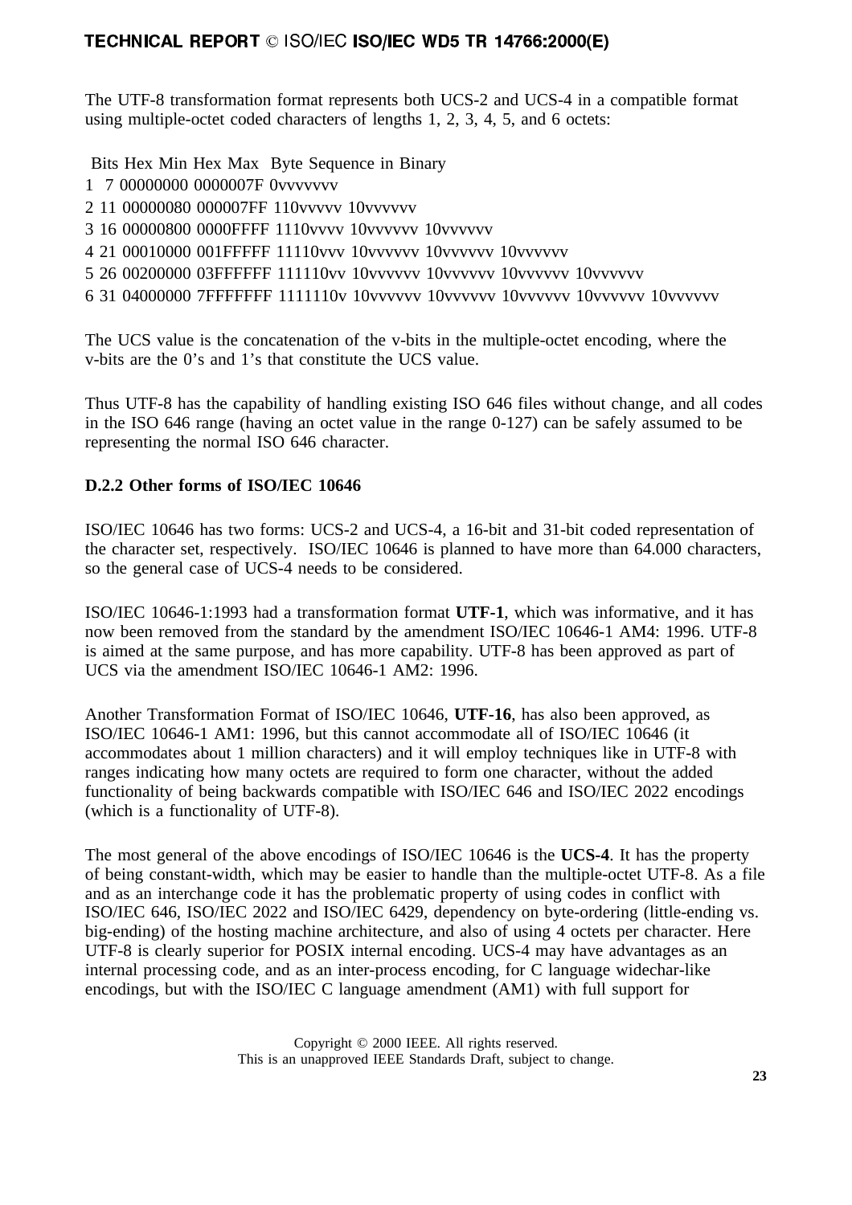The UTF-8 transformation format represents both UCS-2 and UCS-4 in a compatible format using multiple-octet coded characters of lengths 1, 2, 3, 4, 5, and 6 octets:

| Bits | Hex Min | Hex Max | Byte Sequence in Binary |
|---|---|---|---|
| 1 7 | 00000000 | 0000007F | 0vvvvvvv |
| 2 11 | 00000080 | 000007FF | 110vvvvv 10vvvvvv |
| 3 16 | 00000800 | 0000FFFF | 1110vvvv 10vvvvvv 10vvvvvv |
| 4 21 | 00010000 | 001FFFFF | 11110vvv 10vvvvvv 10vvvvvv 10vvvvvv |
| 5 26 | 00200000 | 03FFFFFF | 111110vv 10vvvvvv 10vvvvvv 10vvvvvv 10vvvvvv |
| 6 31 | 04000000 | 7FFFFFFF | 1111110v 10vvvvvv 10vvvvvv 10vvvvvv 10vvvvvv 10vvvvvv |

The UCS value is the concatenation of the v-bits in the multiple-octet encoding, where the v-bits are the 0's and 1's that constitute the UCS value.

Thus UTF-8 has the capability of handling existing ISO 646 files without change, and all codes in the ISO 646 range (having an octet value in the range 0-127) can be safely assumed to be representing the normal ISO 646 character.

**D.2.2 Other forms of ISO/IEC 10646**

ISO/IEC 10646 has two forms: UCS-2 and UCS-4, a 16-bit and 31-bit coded representation of the character set, respectively. ISO/IEC 10646 is planned to have more than 64.000 characters, so the general case of UCS-4 needs to be considered.

ISO/IEC 10646-1:1993 had a transformation format **UTF-1**, which was informative, and it has now been removed from the standard by the amendment ISO/IEC 10646-1 AM4: 1996. UTF-8 is aimed at the same purpose, and has more capability. UTF-8 has been approved as part of UCS via the amendment ISO/IEC 10646-1 AM2: 1996.

Another Transformation Format of ISO/IEC 10646, **UTF-16**, has also been approved, as ISO/IEC 10646-1 AM1: 1996, but this cannot accommodate all of ISO/IEC 10646 (it accommodates about 1 million characters) and it will employ techniques like in UTF-8 with ranges indicating how many octets are required to form one character, without the added functionality of being backwards compatible with ISO/IEC 646 and ISO/IEC 2022 encodings (which is a functionality of UTF-8).

The most general of the above encodings of ISO/IEC 10646 is the **UCS-4**. It has the property of being constant-width, which may be easier to handle than the multiple-octet UTF-8. As a file and as an interchange code it has the problematic property of using codes in conflict with ISO/IEC 646, ISO/IEC 2022 and ISO/IEC 6429, dependency on byte-ordering (little-ending vs. big-ending) of the hosting machine architecture, and also of using 4 octets per character. Here UTF-8 is clearly superior for POSIX internal encoding. UCS-4 may have advantages as an internal processing code, and as an inter-process encoding, for C language widechar-like encodings, but with the ISO/IEC C language amendment (AM1) with full support for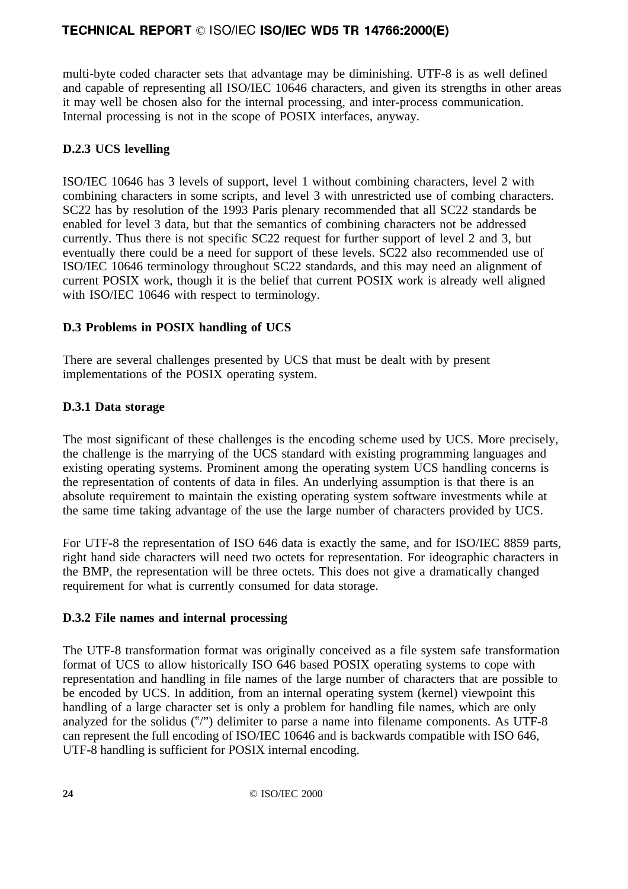multi-byte coded character sets that advantage may be diminishing. UTF-8 is as well defined and capable of representing all ISO/IEC 10646 characters, and given its strengths in other areas it may well be chosen also for the internal processing, and inter-process communication. Internal processing is not in the scope of POSIX interfaces, anyway.

### D.2.3 UCS levelling

ISO/IEC 10646 has 3 levels of support, level 1 without combining characters, level 2 with combining characters in some scripts, and level 3 with unrestricted use of combing characters. SC22 has by resolution of the 1993 Paris plenary recommended that all SC22 standards be enabled for level 3 data, but that the semantics of combining characters not be addressed currently. Thus there is not specific SC22 request for further support of level 2 and 3, but eventually there could be a need for support of these levels. SC22 also recommended use of ISO/IEC 10646 terminology throughout SC22 standards, and this may need an alignment of current POSIX work, though it is the belief that current POSIX work is already well aligned with ISO/IEC 10646 with respect to terminology.

## D.3 Problems in POSIX handling of UCS

There are several challenges presented by UCS that must be dealt with by present implementations of the POSIX operating system.

### D.3.1 Data storage

The most significant of these challenges is the encoding scheme used by UCS. More precisely, the challenge is the marrying of the UCS standard with existing programming languages and existing operating systems. Prominent among the operating system UCS handling concerns is the representation of contents of data in files. An underlying assumption is that there is an absolute requirement to maintain the existing operating system software investments while at the same time taking advantage of the use the large number of characters provided by UCS.

For UTF-8 the representation of ISO 646 data is exactly the same, and for ISO/IEC 8859 parts, right hand side characters will need two octets for representation. For ideographic characters in the BMP, the representation will be three octets. This does not give a dramatically changed requirement for what is currently consumed for data storage.

### D.3.2 File names and internal processing

The UTF-8 transformation format was originally conceived as a file system safe transformation format of UCS to allow historically ISO 646 based POSIX operating systems to cope with representation and handling in file names of the large number of characters that are possible to be encoded by UCS. In addition, from an internal operating system (kernel) viewpoint this handling of a large character set is only a problem for handling file names, which are only analyzed for the solidus ("/") delimiter to parse a name into filename components. As UTF-8 can represent the full encoding of ISO/IEC 10646 and is backwards compatible with ISO 646, UTF-8 handling is sufficient for POSIX internal encoding.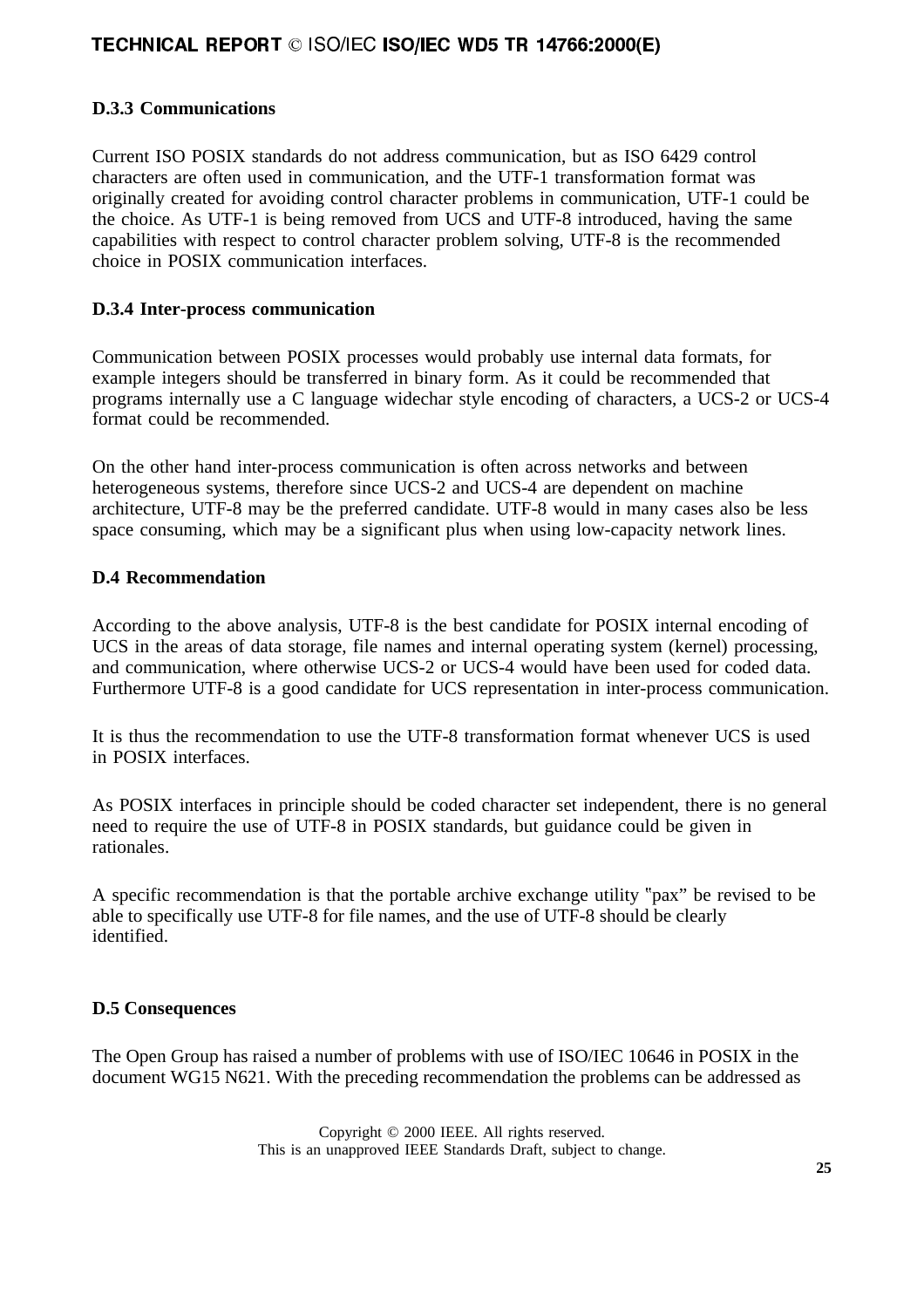### D.3.3 Communications

Current ISO POSIX standards do not address communication, but as ISO 6429 control characters are often used in communication, and the UTF-1 transformation format was originally created for avoiding control character problems in communication, UTF-1 could be the choice. As UTF-1 is being removed from UCS and UTF-8 introduced, having the same capabilities with respect to control character problem solving, UTF-8 is the recommended choice in POSIX communication interfaces.

### D.3.4 Inter-process communication

Communication between POSIX processes would probably use internal data formats, for example integers should be transferred in binary form. As it could be recommended that programs internally use a C language widechar style encoding of characters, a UCS-2 or UCS-4 format could be recommended.

On the other hand inter-process communication is often across networks and between heterogeneous systems, therefore since UCS-2 and UCS-4 are dependent on machine architecture, UTF-8 may be the preferred candidate. UTF-8 would in many cases also be less space consuming, which may be a significant plus when using low-capacity network lines.

## D.4 Recommendation

According to the above analysis, UTF-8 is the best candidate for POSIX internal encoding of UCS in the areas of data storage, file names and internal operating system (kernel) processing, and communication, where otherwise UCS-2 or UCS-4 would have been used for coded data. Furthermore UTF-8 is a good candidate for UCS representation in inter-process communication.

It is thus the recommendation to use the UTF-8 transformation format whenever UCS is used in POSIX interfaces.

As POSIX interfaces in principle should be coded character set independent, there is no general need to require the use of UTF-8 in POSIX standards, but guidance could be given in rationales.

A specific recommendation is that the portable archive exchange utility "pax" be revised to be able to specifically use UTF-8 for file names, and the use of UTF-8 should be clearly identified.

## D.5 Consequences

The Open Group has raised a number of problems with use of ISO/IEC 10646 in POSIX in the document WG15 N621. With the preceding recommendation the problems can be addressed as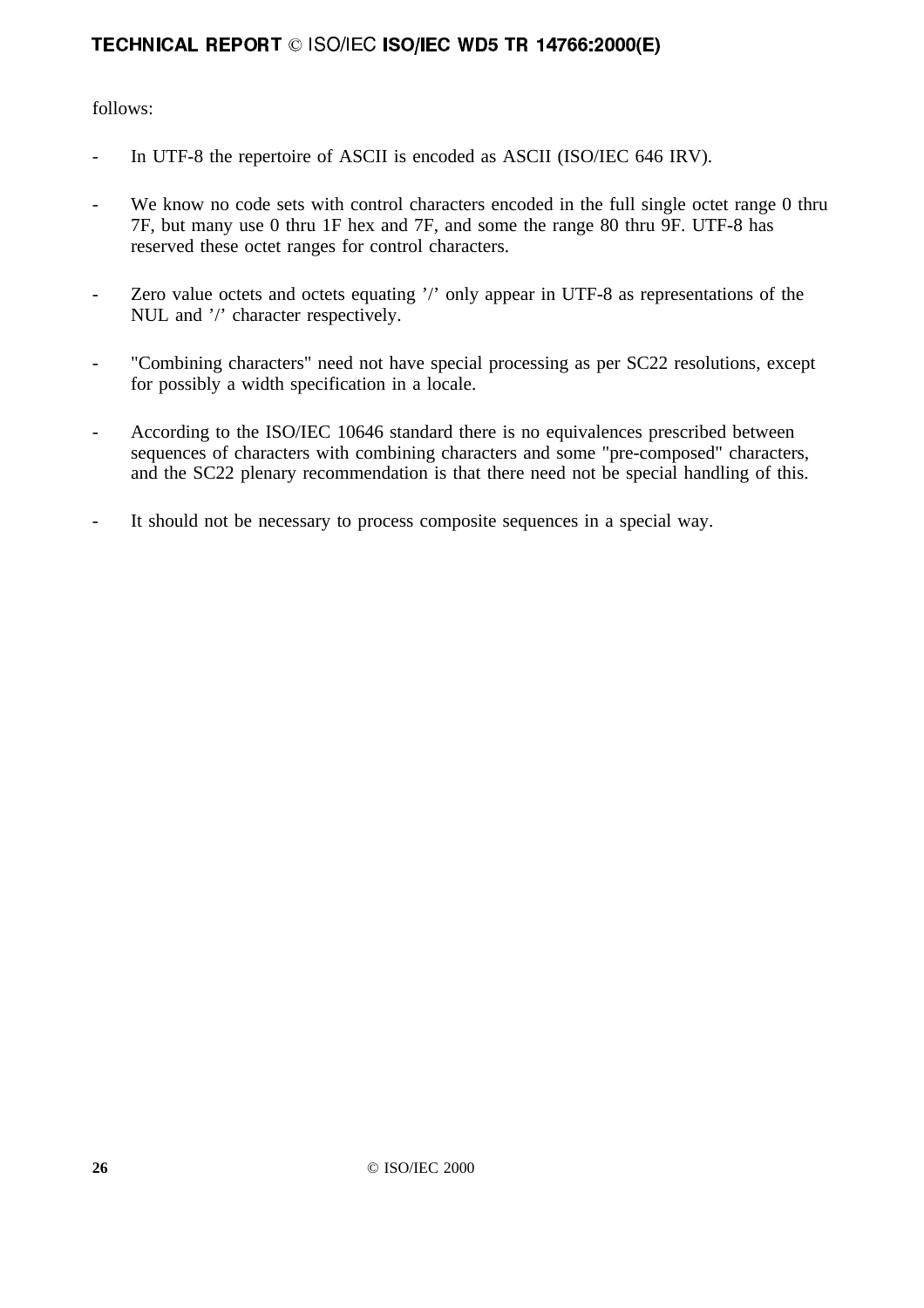follows:

- In UTF-8 the repertoire of ASCII is encoded as ASCII (ISO/IEC 646 IRV).

- We know no code sets with control characters encoded in the full single octet range 0 thru 7F, but many use 0 thru 1F hex and 7F, and some the range 80 thru 9F. UTF-8 has reserved these octet ranges for control characters.

- Zero value octets and octets equating '/' only appear in UTF-8 as representations of the NUL and '/' character respectively.

- "Combining characters" need not have special processing as per SC22 resolutions, except for possibly a width specification in a locale.

- According to the ISO/IEC 10646 standard there is no equivalences prescribed between sequences of characters with combining characters and some "pre-composed" characters, and the SC22 plenary recommendation is that there need not be special handling of this.

- It should not be necessary to process composite sequences in a special way.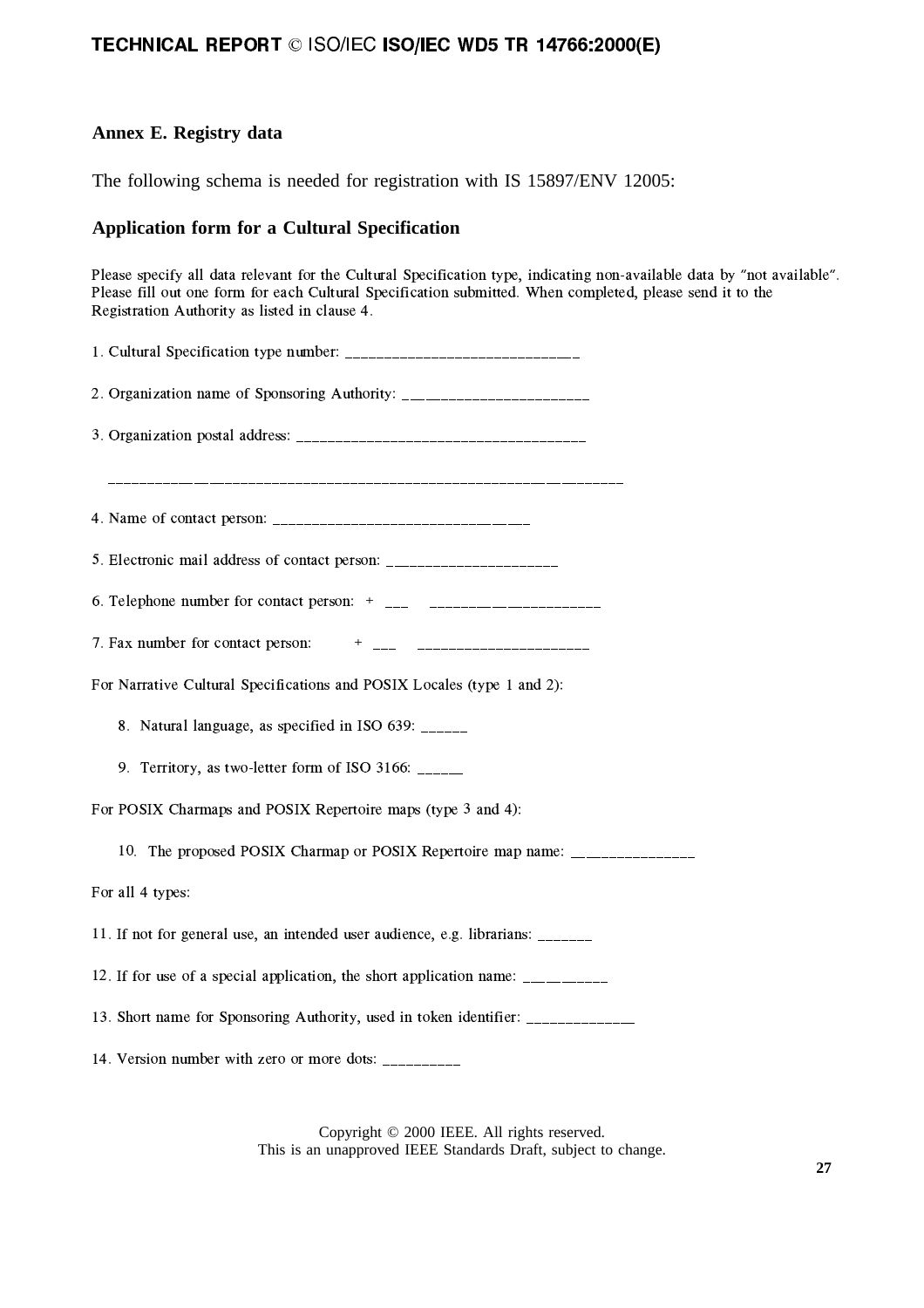## Annex E. Registry data

The following schema is needed for registration with IS 15897/ENV 12005:

### Application form for a Cultural Specification

Please specify all data relevant for the Cultural Specification type, indicating non-available data by "not available". Please fill out one form for each Cultural Specification submitted. When completed, please send it to the Registration Authority as listed in clause 4.

1. Cultural Specification type number: ______________________________

2. Organization name of Sponsoring Authority: ________________________

3. Organization postal address: ____________________________________

   ________________________________________________________________

4. Name of contact person: ________________________________

5. Electronic mail address of contact person: ____________________

6. Telephone number for contact person: + ___ ______________________

7. Fax number for contact person: + ___ ______________________

For Narrative Cultural Specifications and POSIX Locales (type 1 and 2):

   8. Natural language, as specified in ISO 639: ______

   9. Territory, as two-letter form of ISO 3166: ______

For POSIX Charmaps and POSIX Repertoire maps (type 3 and 4):

   10. The proposed POSIX Charmap or POSIX Repertoire map name: _______________

For all 4 types:

11. If not for general use, an intended user audience, e.g. librarians: _______

12. If for use of a special application, the short application name: __________

13. Short name for Sponsoring Authority, used in token identifier: ______________

14. Version number with zero or more dots: __________

Copyright © 2000 IEEE. All rights reserved.
This is an unapproved IEEE Standards Draft, subject to change.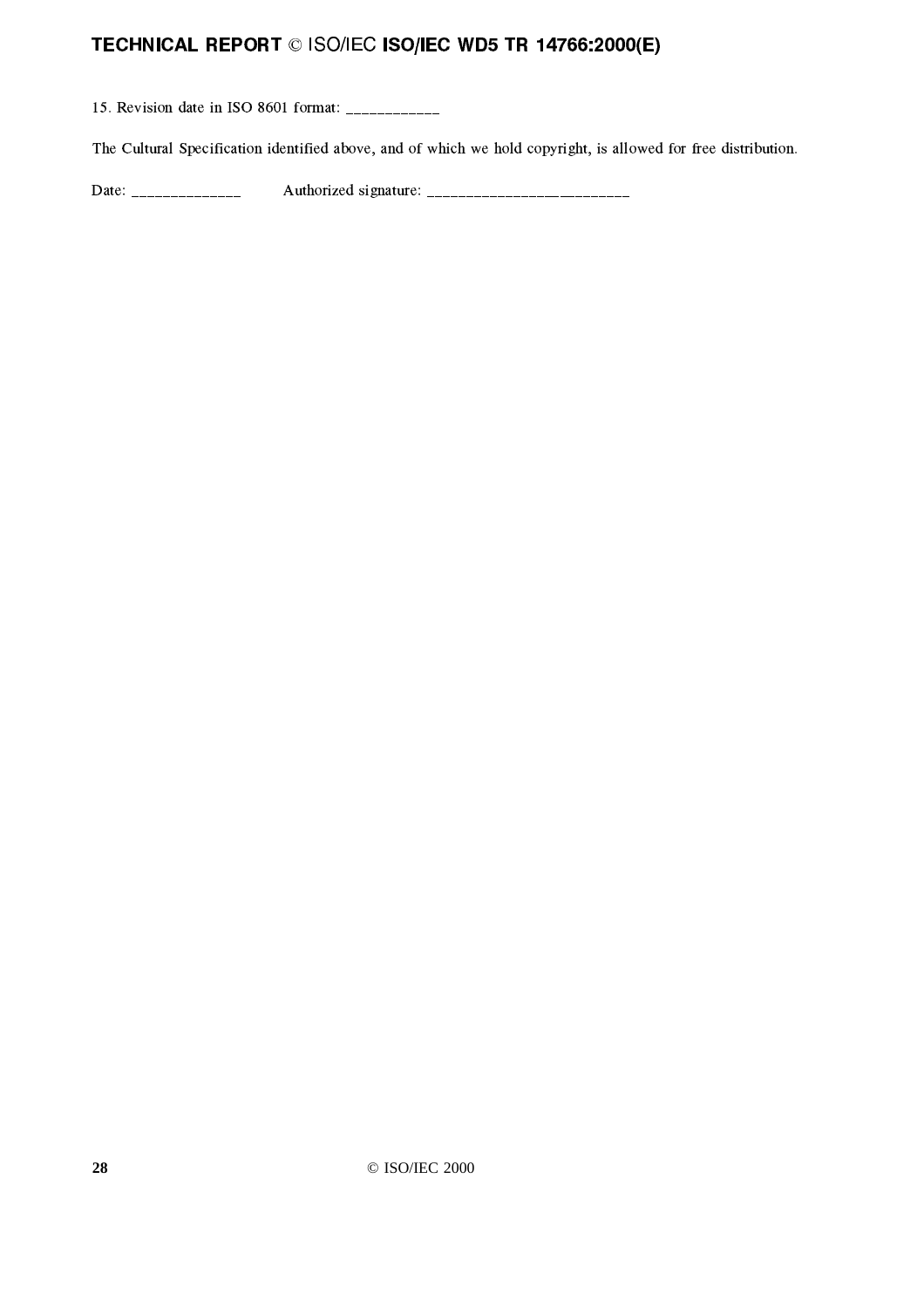15. Revision date in ISO 8601 format: ___________

The Cultural Specification identified above, and of which we hold copyright, is allowed for free distribution.

Date: _____________ Authorized signature: ________________________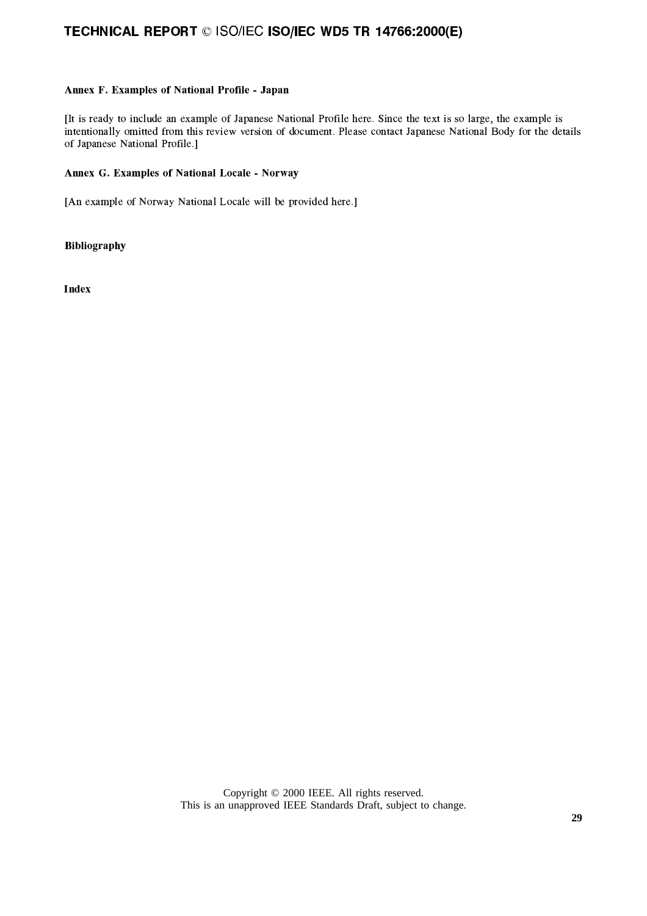## Annex F. Examples of National Profile - Japan

[It is ready to include an example of Japanese National Profile here. Since the text is so large, the example is intentionally omitted from this review version of document. Please contact Japanese National Body for the details of Japanese National Profile.]

## Annex G. Examples of National Locale - Norway

[An example of Norway National Locale will be provided here.]

## Bibliography

## Index